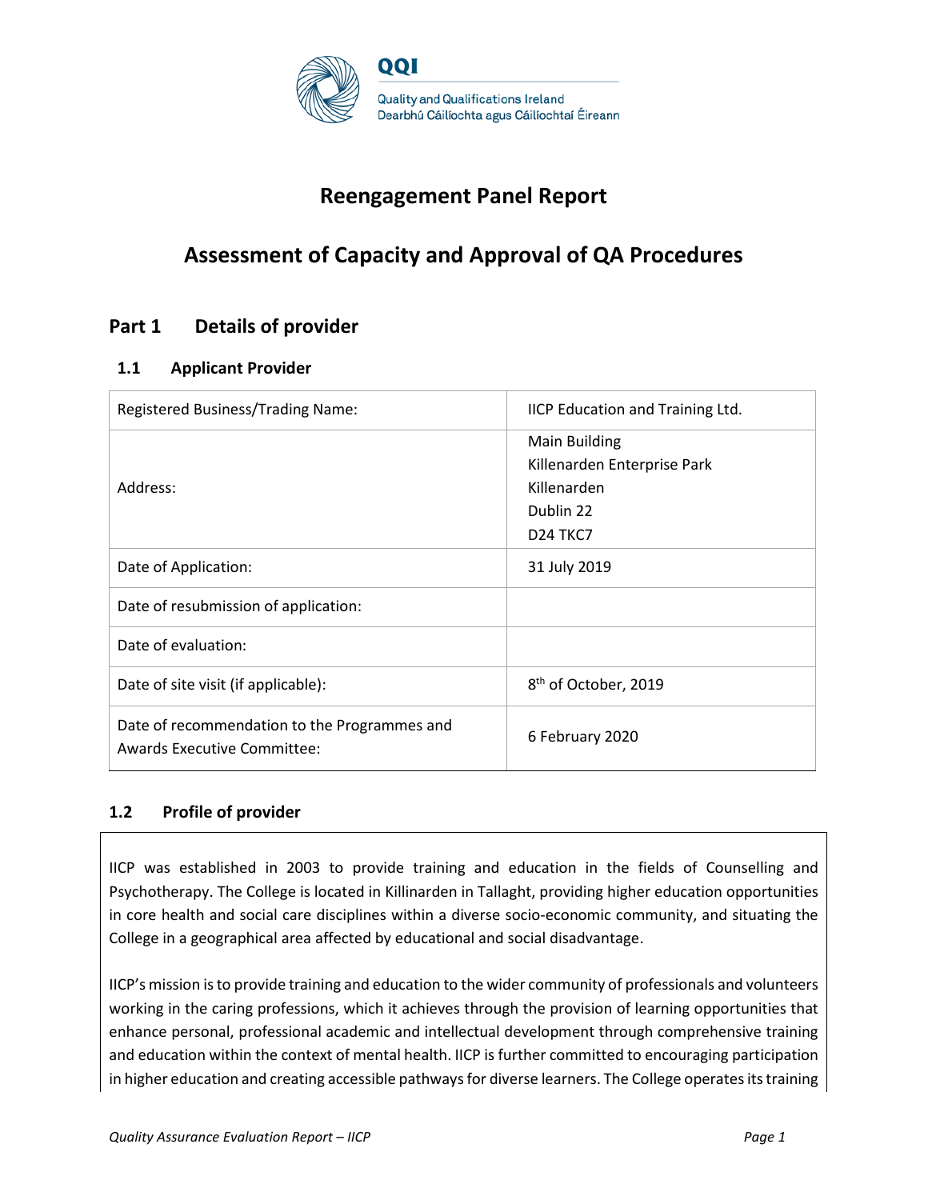QQI

Quality and Qualifications Ireland
Dearbhú Cáilíochta agus Cáilíochtaí Éireann

# Reengagement Panel Report

# Assessment of Capacity and Approval of QA Procedures

## Part 1 Details of provider

### 1.1 Applicant Provider

| Registered Business/Trading Name: | IICP Education and Training Ltd. |
|---|---|
| Address: | Main Building<br>Killenarden Enterprise Park<br>Killenarden<br>Dublin 22<br>D24 TKC7 |
| Date of Application: | 31 July 2019 |
| Date of resubmission of application: | |
| Date of evaluation: | |
| Date of site visit (if applicable): | 8th of October, 2019 |
| Date of recommendation to the Programmes and Awards Executive Committee: | 6 February 2020 |

### 1.2 Profile of provider

IICP was established in 2003 to provide training and education in the fields of Counselling and Psychotherapy. The College is located in Killinarden in Tallaght, providing higher education opportunities in core health and social care disciplines within a diverse socio-economic community, and situating the College in a geographical area affected by educational and social disadvantage.

IICP's mission is to provide training and education to the wider community of professionals and volunteers working in the caring professions, which it achieves through the provision of learning opportunities that enhance personal, professional academic and intellectual development through comprehensive training and education within the context of mental health. IICP is further committed to encouraging participation in higher education and creating accessible pathways for diverse learners. The College operates its training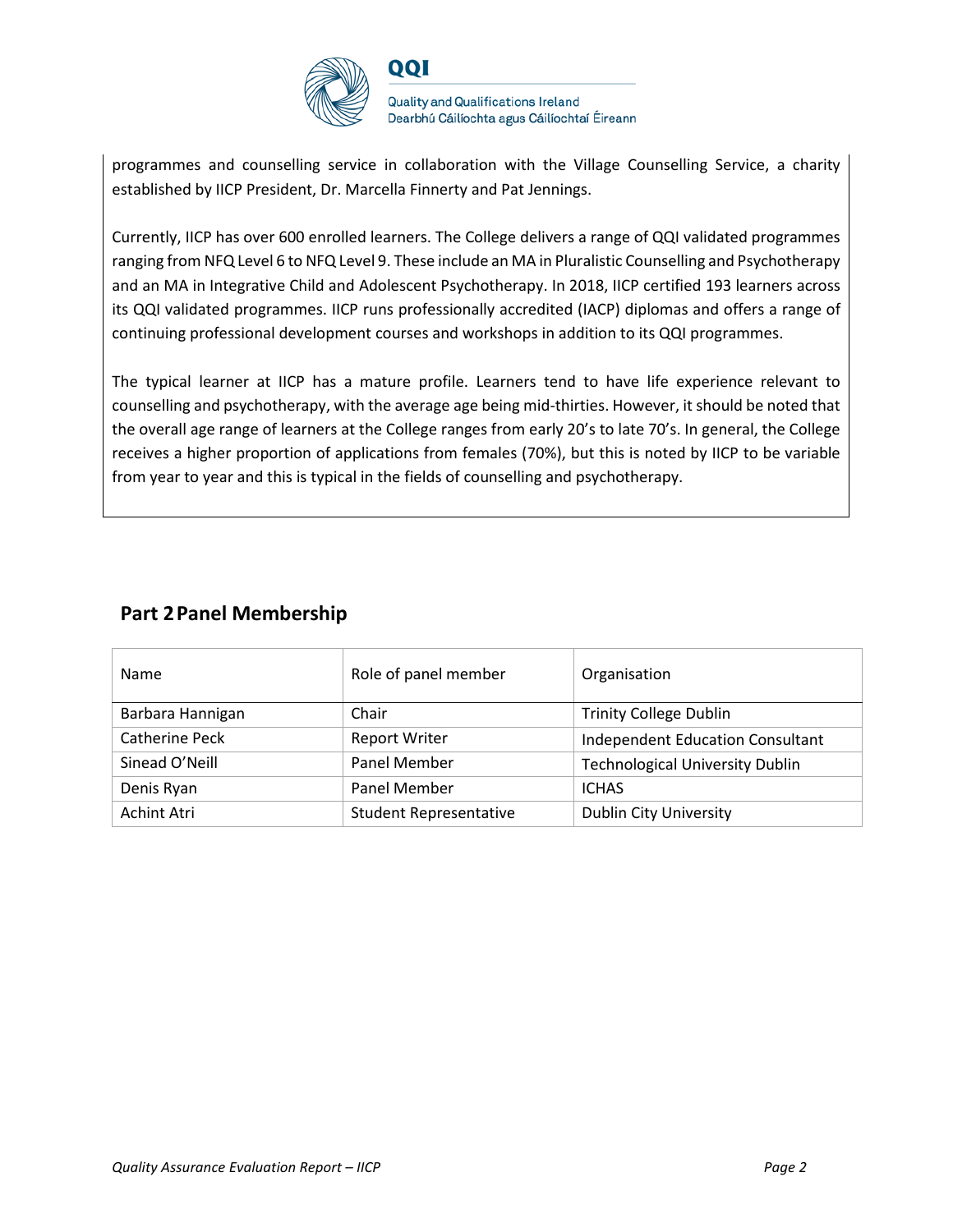programmes and counselling service in collaboration with the Village Counselling Service, a charity established by IICP President, Dr. Marcella Finnerty and Pat Jennings.

Currently, IICP has over 600 enrolled learners. The College delivers a range of QQI validated programmes ranging from NFQ Level 6 to NFQ Level 9. These include an MA in Pluralistic Counselling and Psychotherapy and an MA in Integrative Child and Adolescent Psychotherapy. In 2018, IICP certified 193 learners across its QQI validated programmes. IICP runs professionally accredited (IACP) diplomas and offers a range of continuing professional development courses and workshops in addition to its QQI programmes.

The typical learner at IICP has a mature profile. Learners tend to have life experience relevant to counselling and psychotherapy, with the average age being mid-thirties. However, it should be noted that the overall age range of learners at the College ranges from early 20's to late 70's. In general, the College receives a higher proportion of applications from females (70%), but this is noted by IICP to be variable from year to year and this is typical in the fields of counselling and psychotherapy.

## Part 2 Panel Membership

| Name | Role of panel member | Organisation |
|---|---|---|
| Barbara Hannigan | Chair | Trinity College Dublin |
| Catherine Peck | Report Writer | Independent Education Consultant |
| Sinead O'Neill | Panel Member | Technological University Dublin |
| Denis Ryan | Panel Member | ICHAS |
| Achint Atri | Student Representative | Dublin City University |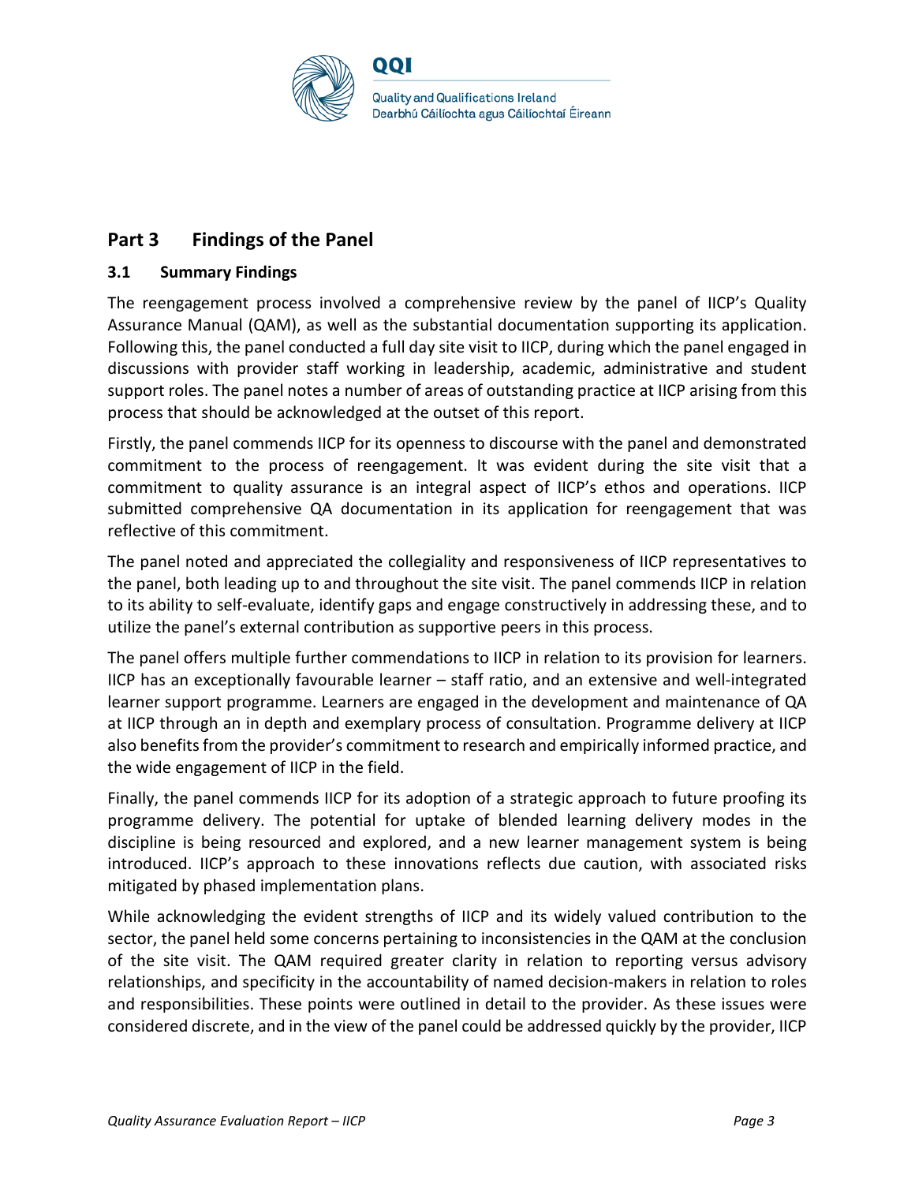## Part 3 Findings of the Panel

### 3.1 Summary Findings

The reengagement process involved a comprehensive review by the panel of IICP's Quality Assurance Manual (QAM), as well as the substantial documentation supporting its application. Following this, the panel conducted a full day site visit to IICP, during which the panel engaged in discussions with provider staff working in leadership, academic, administrative and student support roles. The panel notes a number of areas of outstanding practice at IICP arising from this process that should be acknowledged at the outset of this report.

Firstly, the panel commends IICP for its openness to discourse with the panel and demonstrated commitment to the process of reengagement. It was evident during the site visit that a commitment to quality assurance is an integral aspect of IICP's ethos and operations. IICP submitted comprehensive QA documentation in its application for reengagement that was reflective of this commitment.

The panel noted and appreciated the collegiality and responsiveness of IICP representatives to the panel, both leading up to and throughout the site visit. The panel commends IICP in relation to its ability to self-evaluate, identify gaps and engage constructively in addressing these, and to utilize the panel's external contribution as supportive peers in this process.

The panel offers multiple further commendations to IICP in relation to its provision for learners. IICP has an exceptionally favourable learner – staff ratio, and an extensive and well-integrated learner support programme. Learners are engaged in the development and maintenance of QA at IICP through an in depth and exemplary process of consultation. Programme delivery at IICP also benefits from the provider's commitment to research and empirically informed practice, and the wide engagement of IICP in the field.

Finally, the panel commends IICP for its adoption of a strategic approach to future proofing its programme delivery. The potential for uptake of blended learning delivery modes in the discipline is being resourced and explored, and a new learner management system is being introduced. IICP's approach to these innovations reflects due caution, with associated risks mitigated by phased implementation plans.

While acknowledging the evident strengths of IICP and its widely valued contribution to the sector, the panel held some concerns pertaining to inconsistencies in the QAM at the conclusion of the site visit. The QAM required greater clarity in relation to reporting versus advisory relationships, and specificity in the accountability of named decision-makers in relation to roles and responsibilities. These points were outlined in detail to the provider. As these issues were considered discrete, and in the view of the panel could be addressed quickly by the provider, IICP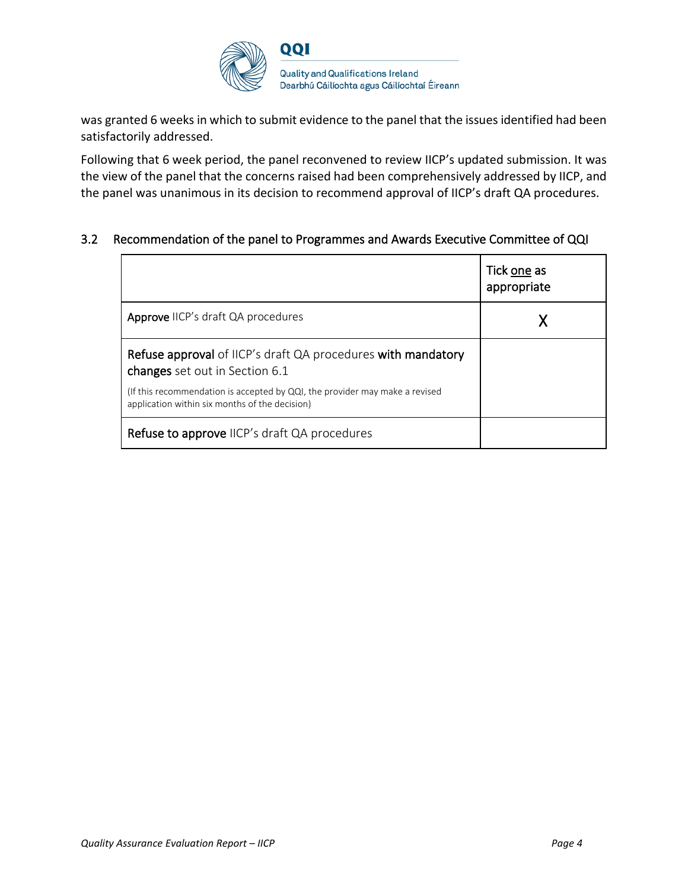was granted 6 weeks in which to submit evidence to the panel that the issues identified had been satisfactorily addressed.

Following that 6 week period, the panel reconvened to review IICP's updated submission. It was the view of the panel that the concerns raised had been comprehensively addressed by IICP, and the panel was unanimous in its decision to recommend approval of IICP's draft QA procedures.

### 3.2 Recommendation of the panel to Programmes and Awards Executive Committee of QQI

| | Tick one as appropriate |
|---|---|
| **Approve** IICP's draft QA procedures | X |
| **Refuse approval** of IICP's draft QA procedures **with mandatory changes** set out in Section 6.1<br>(If this recommendation is accepted by QQI, the provider may make a revised application within six months of the decision) | |
| **Refuse to approve** IICP's draft QA procedures | |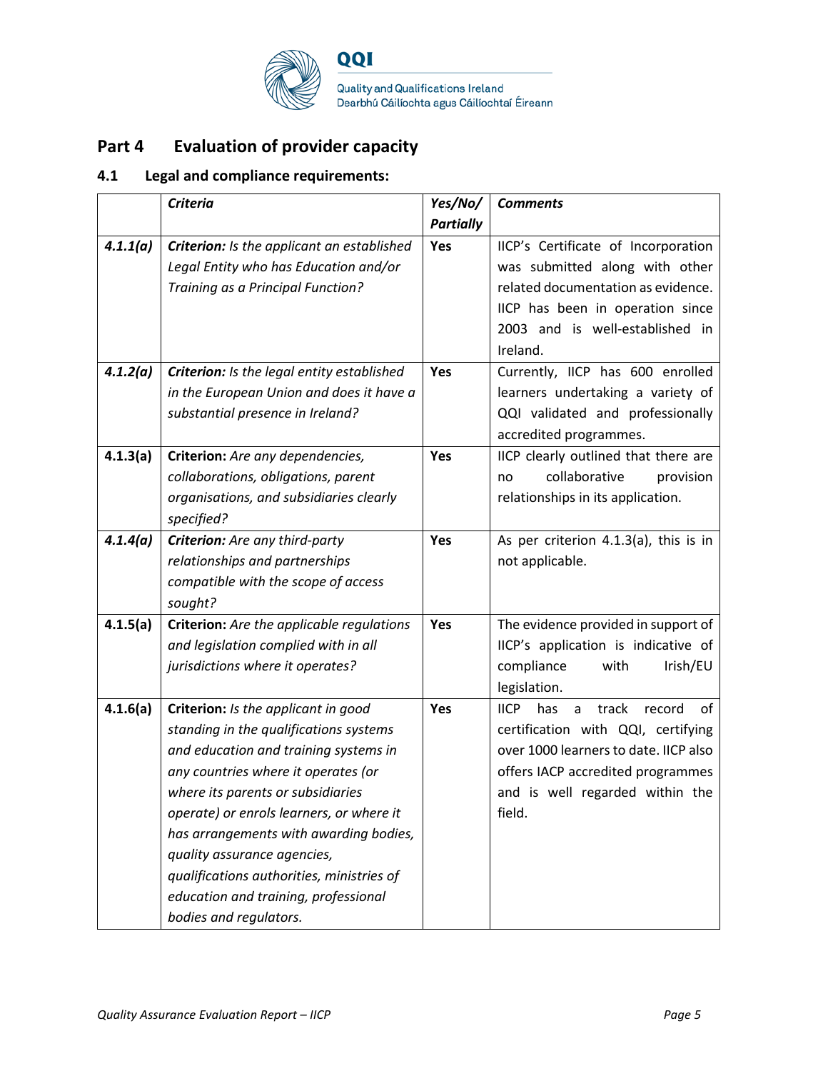## Part 4 Evaluation of provider capacity

### 4.1 Legal and compliance requirements:

| | *Criteria* | *Yes/No/ Partially* | *Comments* |
|---|---|---|---|
| ***4.1.1(a)*** | ***Criterion:*** *Is the applicant an established Legal Entity who has Education and/or Training as a Principal Function?* | **Yes** | IICP's Certificate of Incorporation was submitted along with other related documentation as evidence. IICP has been in operation since 2003 and is well-established in Ireland. |
| ***4.1.2(a)*** | ***Criterion:*** *Is the legal entity established in the European Union and does it have a substantial presence in Ireland?* | **Yes** | Currently, IICP has 600 enrolled learners undertaking a variety of QQI validated and professionally accredited programmes. |
| **4.1.3(a)** | **Criterion:** *Are any dependencies, collaborations, obligations, parent organisations, and subsidiaries clearly specified?* | **Yes** | IICP clearly outlined that there are no collaborative provision relationships in its application. |
| ***4.1.4(a)*** | ***Criterion:*** *Are any third-party relationships and partnerships compatible with the scope of access sought?* | **Yes** | As per criterion 4.1.3(a), this is in not applicable. |
| **4.1.5(a)** | **Criterion:** *Are the applicable regulations and legislation complied with in all jurisdictions where it operates?* | **Yes** | The evidence provided in support of IICP's application is indicative of compliance with Irish/EU legislation. |
| **4.1.6(a)** | **Criterion:** *Is the applicant in good standing in the qualifications systems and education and training systems in any countries where it operates (or where its parents or subsidiaries operate) or enrols learners, or where it has arrangements with awarding bodies, quality assurance agencies, qualifications authorities, ministries of education and training, professional bodies and regulators.* | **Yes** | IICP has a track record of certification with QQI, certifying over 1000 learners to date. IICP also offers IACP accredited programmes and is well regarded within the field. |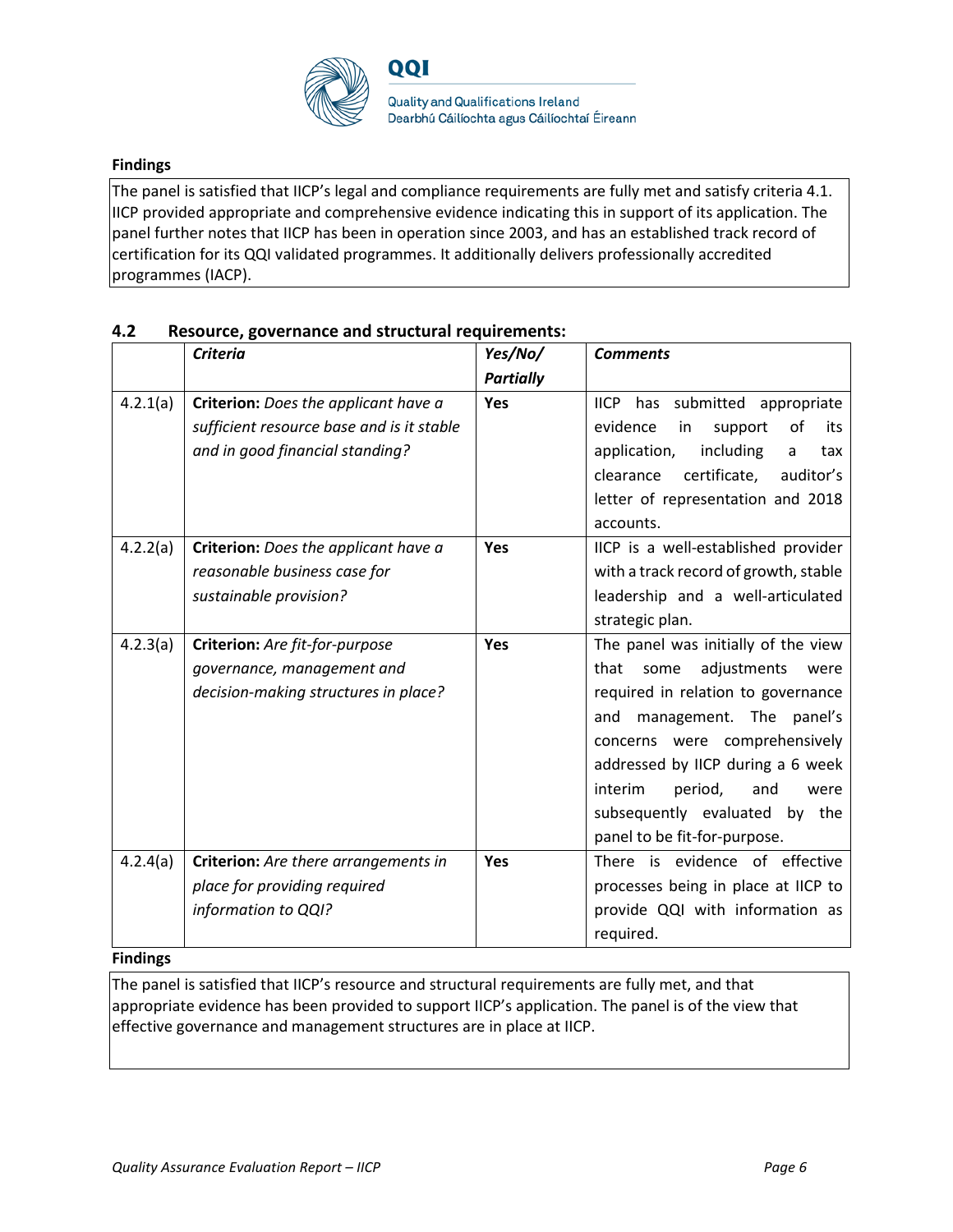**Findings**

The panel is satisfied that IICP's legal and compliance requirements are fully met and satisfy criteria 4.1. IICP provided appropriate and comprehensive evidence indicating this in support of its application. The panel further notes that IICP has been in operation since 2003, and has an established track record of certification for its QQI validated programmes. It additionally delivers professionally accredited programmes (IACP).

## 4.2 Resource, governance and structural requirements:

| | ***Criteria*** | ***Yes/No/ Partially*** | ***Comments*** |
|---|---|---|---|
| 4.2.1(a) | **Criterion:** *Does the applicant have a sufficient resource base and is it stable and in good financial standing?* | **Yes** | IICP has submitted appropriate evidence in support of its application, including a tax clearance certificate, auditor's letter of representation and 2018 accounts. |
| 4.2.2(a) | **Criterion:** *Does the applicant have a reasonable business case for sustainable provision?* | **Yes** | IICP is a well-established provider with a track record of growth, stable leadership and a well-articulated strategic plan. |
| 4.2.3(a) | **Criterion:** *Are fit-for-purpose governance, management and decision-making structures in place?* | **Yes** | The panel was initially of the view that some adjustments were required in relation to governance and management. The panel's concerns were comprehensively addressed by IICP during a 6 week interim period, and were subsequently evaluated by the panel to be fit-for-purpose. |
| 4.2.4(a) | **Criterion:** *Are there arrangements in place for providing required information to QQI?* | **Yes** | There is evidence of effective processes being in place at IICP to provide QQI with information as required. |

**Findings**

The panel is satisfied that IICP's resource and structural requirements are fully met, and that appropriate evidence has been provided to support IICP's application. The panel is of the view that effective governance and management structures are in place at IICP.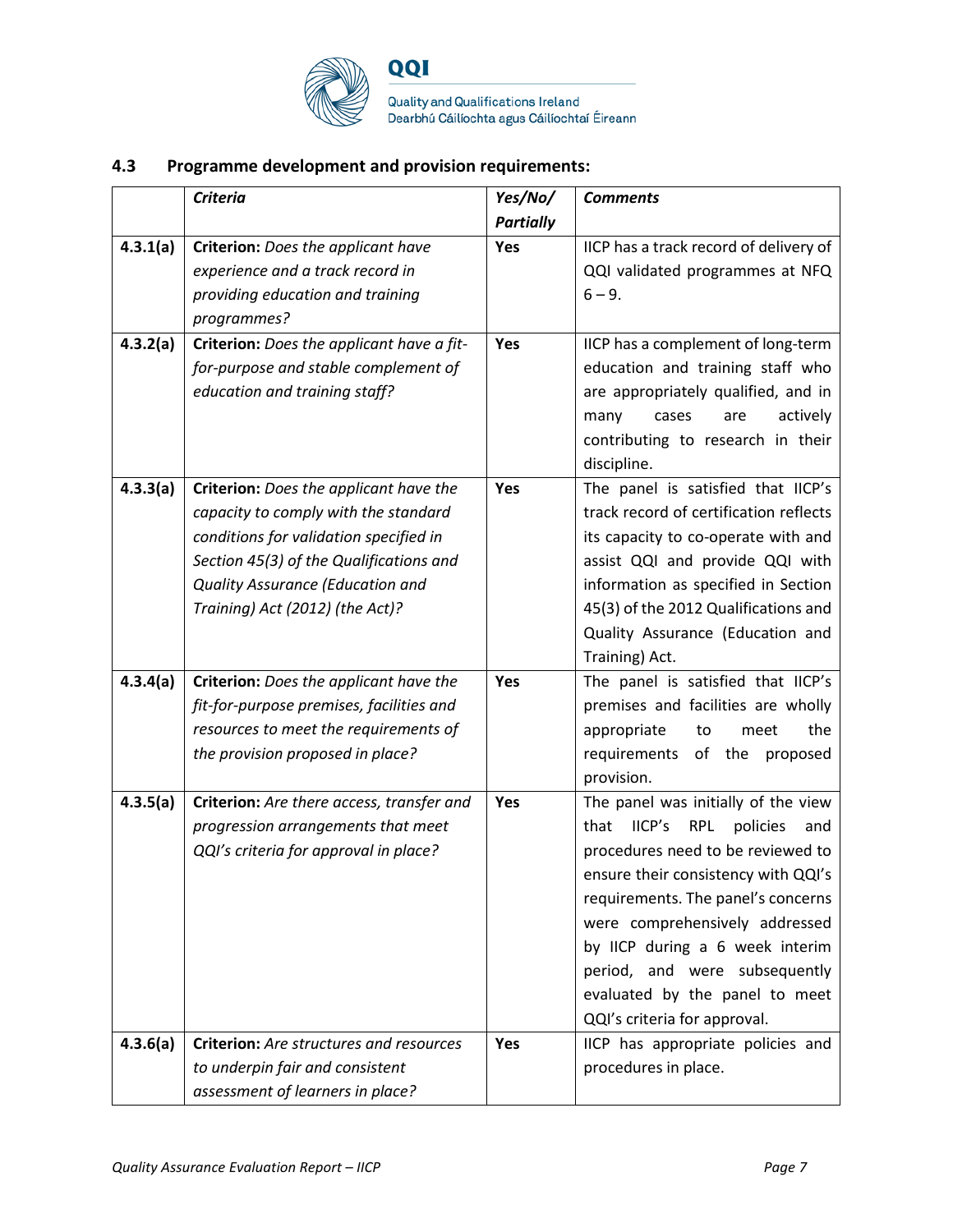## 4.3 Programme development and provision requirements:

| | *Criteria* | *Yes/No/ Partially* | *Comments* |
|---|---|---|---|
| **4.3.1(a)** | **Criterion:** *Does the applicant have experience and a track record in providing education and training programmes?* | **Yes** | IICP has a track record of delivery of QQI validated programmes at NFQ 6 – 9. |
| **4.3.2(a)** | **Criterion:** *Does the applicant have a fit-for-purpose and stable complement of education and training staff?* | **Yes** | IICP has a complement of long-term education and training staff who are appropriately qualified, and in many cases are actively contributing to research in their discipline. |
| **4.3.3(a)** | **Criterion:** *Does the applicant have the capacity to comply with the standard conditions for validation specified in Section 45(3) of the Qualifications and Quality Assurance (Education and Training) Act (2012) (the Act)?* | **Yes** | The panel is satisfied that IICP's track record of certification reflects its capacity to co-operate with and assist QQI and provide QQI with information as specified in Section 45(3) of the 2012 Qualifications and Quality Assurance (Education and Training) Act. |
| **4.3.4(a)** | **Criterion:** *Does the applicant have the fit-for-purpose premises, facilities and resources to meet the requirements of the provision proposed in place?* | **Yes** | The panel is satisfied that IICP's premises and facilities are wholly appropriate to meet the requirements of the proposed provision. |
| **4.3.5(a)** | **Criterion:** *Are there access, transfer and progression arrangements that meet QQI's criteria for approval in place?* | **Yes** | The panel was initially of the view that IICP's RPL policies and procedures need to be reviewed to ensure their consistency with QQI's requirements. The panel's concerns were comprehensively addressed by IICP during a 6 week interim period, and were subsequently evaluated by the panel to meet QQI's criteria for approval. |
| **4.3.6(a)** | **Criterion:** *Are structures and resources to underpin fair and consistent assessment of learners in place?* | **Yes** | IICP has appropriate policies and procedures in place. |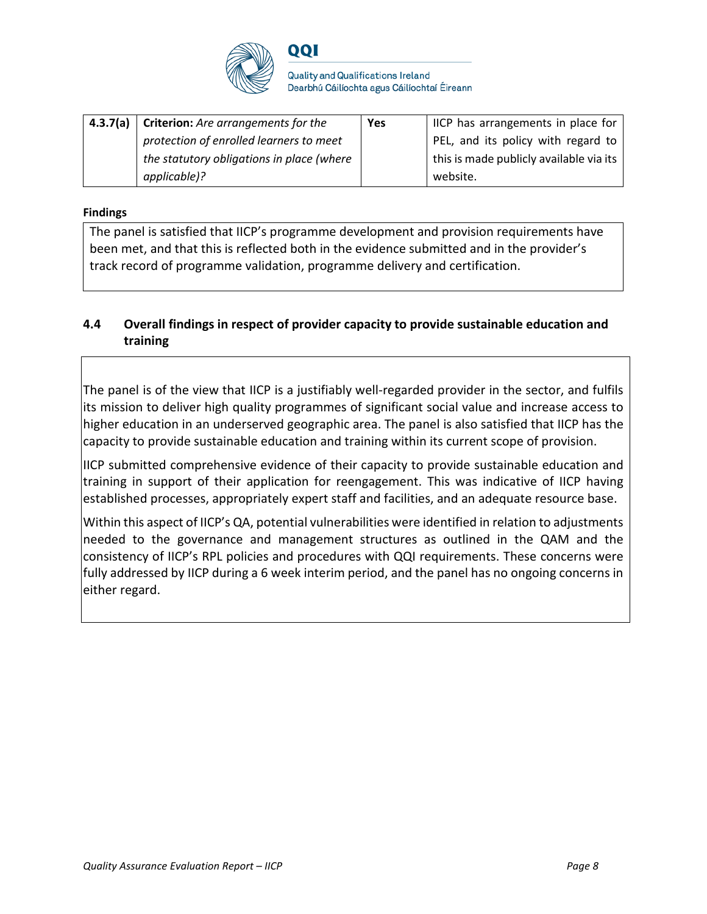| 4.3.7(a) | **Criterion:** *Are arrangements for the protection of enrolled learners to meet the statutory obligations in place (where applicable)?* | **Yes** | IICP has arrangements in place for PEL, and its policy with regard to this is made publicly available via its website. |
|---|---|---|---|

**Findings**

The panel is satisfied that IICP's programme development and provision requirements have been met, and that this is reflected both in the evidence submitted and in the provider's track record of programme validation, programme delivery and certification.

## 4.4 Overall findings in respect of provider capacity to provide sustainable education and training

The panel is of the view that IICP is a justifiably well-regarded provider in the sector, and fulfils its mission to deliver high quality programmes of significant social value and increase access to higher education in an underserved geographic area. The panel is also satisfied that IICP has the capacity to provide sustainable education and training within its current scope of provision.

IICP submitted comprehensive evidence of their capacity to provide sustainable education and training in support of their application for reengagement. This was indicative of IICP having established processes, appropriately expert staff and facilities, and an adequate resource base.

Within this aspect of IICP's QA, potential vulnerabilities were identified in relation to adjustments needed to the governance and management structures as outlined in the QAM and the consistency of IICP's RPL policies and procedures with QQI requirements. These concerns were fully addressed by IICP during a 6 week interim period, and the panel has no ongoing concerns in either regard.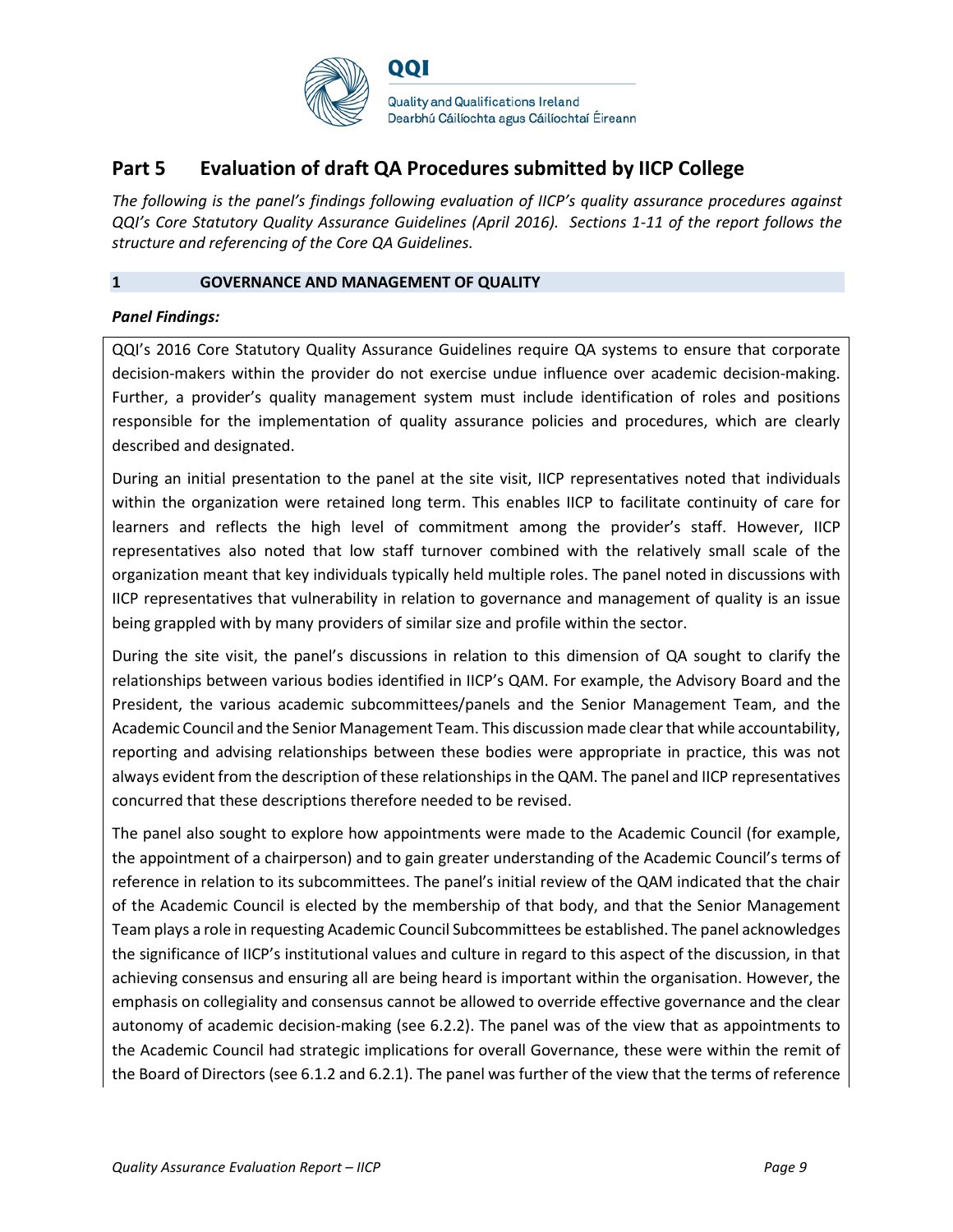## Part 5 Evaluation of draft QA Procedures submitted by IICP College

*The following is the panel's findings following evaluation of IICP's quality assurance procedures against QQI's Core Statutory Quality Assurance Guidelines (April 2016). Sections 1-11 of the report follows the structure and referencing of the Core QA Guidelines.*

### 1 GOVERNANCE AND MANAGEMENT OF QUALITY

***Panel Findings:***

QQI's 2016 Core Statutory Quality Assurance Guidelines require QA systems to ensure that corporate decision-makers within the provider do not exercise undue influence over academic decision-making. Further, a provider's quality management system must include identification of roles and positions responsible for the implementation of quality assurance policies and procedures, which are clearly described and designated.

During an initial presentation to the panel at the site visit, IICP representatives noted that individuals within the organization were retained long term. This enables IICP to facilitate continuity of care for learners and reflects the high level of commitment among the provider's staff. However, IICP representatives also noted that low staff turnover combined with the relatively small scale of the organization meant that key individuals typically held multiple roles. The panel noted in discussions with IICP representatives that vulnerability in relation to governance and management of quality is an issue being grappled with by many providers of similar size and profile within the sector.

During the site visit, the panel's discussions in relation to this dimension of QA sought to clarify the relationships between various bodies identified in IICP's QAM. For example, the Advisory Board and the President, the various academic subcommittees/panels and the Senior Management Team, and the Academic Council and the Senior Management Team. This discussion made clear that while accountability, reporting and advising relationships between these bodies were appropriate in practice, this was not always evident from the description of these relationships in the QAM. The panel and IICP representatives concurred that these descriptions therefore needed to be revised.

The panel also sought to explore how appointments were made to the Academic Council (for example, the appointment of a chairperson) and to gain greater understanding of the Academic Council's terms of reference in relation to its subcommittees. The panel's initial review of the QAM indicated that the chair of the Academic Council is elected by the membership of that body, and that the Senior Management Team plays a role in requesting Academic Council Subcommittees be established. The panel acknowledges the significance of IICP's institutional values and culture in regard to this aspect of the discussion, in that achieving consensus and ensuring all are being heard is important within the organisation. However, the emphasis on collegiality and consensus cannot be allowed to override effective governance and the clear autonomy of academic decision-making (see 6.2.2). The panel was of the view that as appointments to the Academic Council had strategic implications for overall Governance, these were within the remit of the Board of Directors (see 6.1.2 and 6.2.1). The panel was further of the view that the terms of reference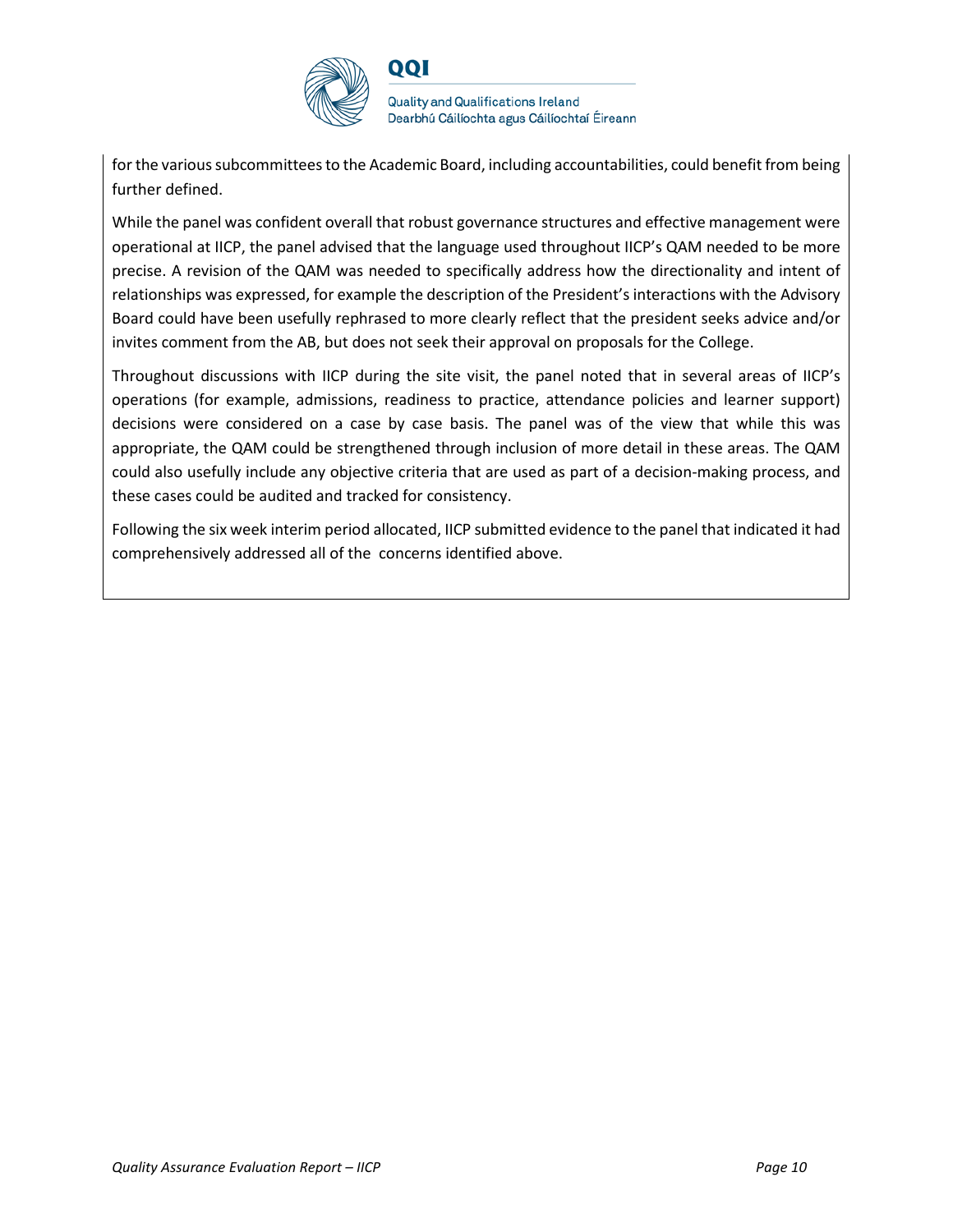for the various subcommittees to the Academic Board, including accountabilities, could benefit from being further defined.

While the panel was confident overall that robust governance structures and effective management were operational at IICP, the panel advised that the language used throughout IICP's QAM needed to be more precise. A revision of the QAM was needed to specifically address how the directionality and intent of relationships was expressed, for example the description of the President's interactions with the Advisory Board could have been usefully rephrased to more clearly reflect that the president seeks advice and/or invites comment from the AB, but does not seek their approval on proposals for the College.

Throughout discussions with IICP during the site visit, the panel noted that in several areas of IICP's operations (for example, admissions, readiness to practice, attendance policies and learner support) decisions were considered on a case by case basis. The panel was of the view that while this was appropriate, the QAM could be strengthened through inclusion of more detail in these areas. The QAM could also usefully include any objective criteria that are used as part of a decision-making process, and these cases could be audited and tracked for consistency.

Following the six week interim period allocated, IICP submitted evidence to the panel that indicated it had comprehensively addressed all of the concerns identified above.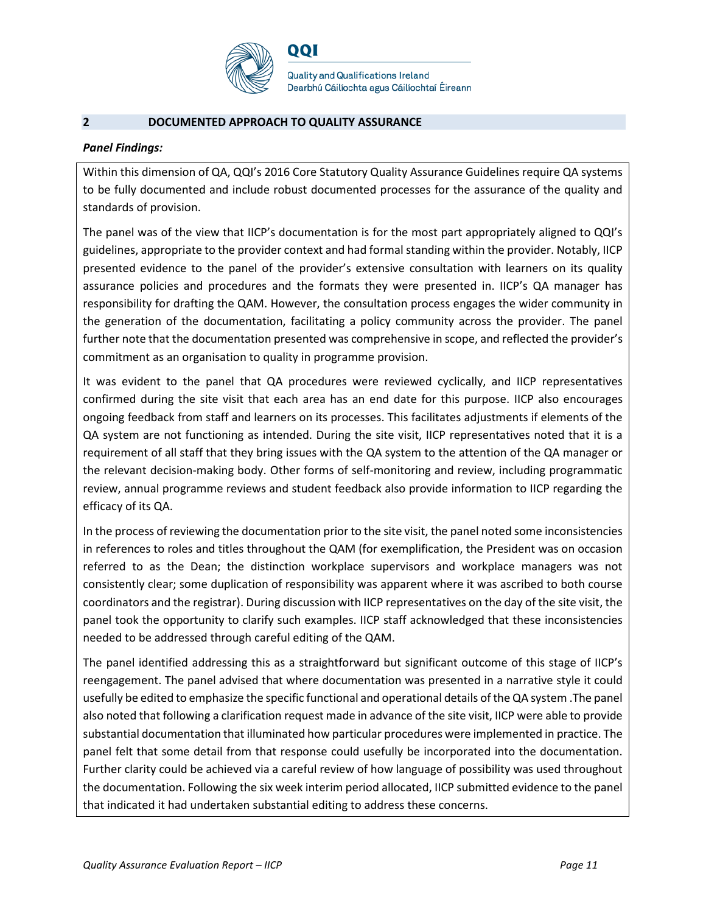## 2 DOCUMENTED APPROACH TO QUALITY ASSURANCE

***Panel Findings:***

Within this dimension of QA, QQI's 2016 Core Statutory Quality Assurance Guidelines require QA systems to be fully documented and include robust documented processes for the assurance of the quality and standards of provision.

The panel was of the view that IICP's documentation is for the most part appropriately aligned to QQI's guidelines, appropriate to the provider context and had formal standing within the provider. Notably, IICP presented evidence to the panel of the provider's extensive consultation with learners on its quality assurance policies and procedures and the formats they were presented in. IICP's QA manager has responsibility for drafting the QAM. However, the consultation process engages the wider community in the generation of the documentation, facilitating a policy community across the provider. The panel further note that the documentation presented was comprehensive in scope, and reflected the provider's commitment as an organisation to quality in programme provision.

It was evident to the panel that QA procedures were reviewed cyclically, and IICP representatives confirmed during the site visit that each area has an end date for this purpose. IICP also encourages ongoing feedback from staff and learners on its processes. This facilitates adjustments if elements of the QA system are not functioning as intended. During the site visit, IICP representatives noted that it is a requirement of all staff that they bring issues with the QA system to the attention of the QA manager or the relevant decision-making body. Other forms of self-monitoring and review, including programmatic review, annual programme reviews and student feedback also provide information to IICP regarding the efficacy of its QA.

In the process of reviewing the documentation prior to the site visit, the panel noted some inconsistencies in references to roles and titles throughout the QAM (for exemplification, the President was on occasion referred to as the Dean; the distinction workplace supervisors and workplace managers was not consistently clear; some duplication of responsibility was apparent where it was ascribed to both course coordinators and the registrar). During discussion with IICP representatives on the day of the site visit, the panel took the opportunity to clarify such examples. IICP staff acknowledged that these inconsistencies needed to be addressed through careful editing of the QAM.

The panel identified addressing this as a straightforward but significant outcome of this stage of IICP's reengagement. The panel advised that where documentation was presented in a narrative style it could usefully be edited to emphasize the specific functional and operational details of the QA system .The panel also noted that following a clarification request made in advance of the site visit, IICP were able to provide substantial documentation that illuminated how particular procedures were implemented in practice. The panel felt that some detail from that response could usefully be incorporated into the documentation. Further clarity could be achieved via a careful review of how language of possibility was used throughout the documentation. Following the six week interim period allocated, IICP submitted evidence to the panel that indicated it had undertaken substantial editing to address these concerns.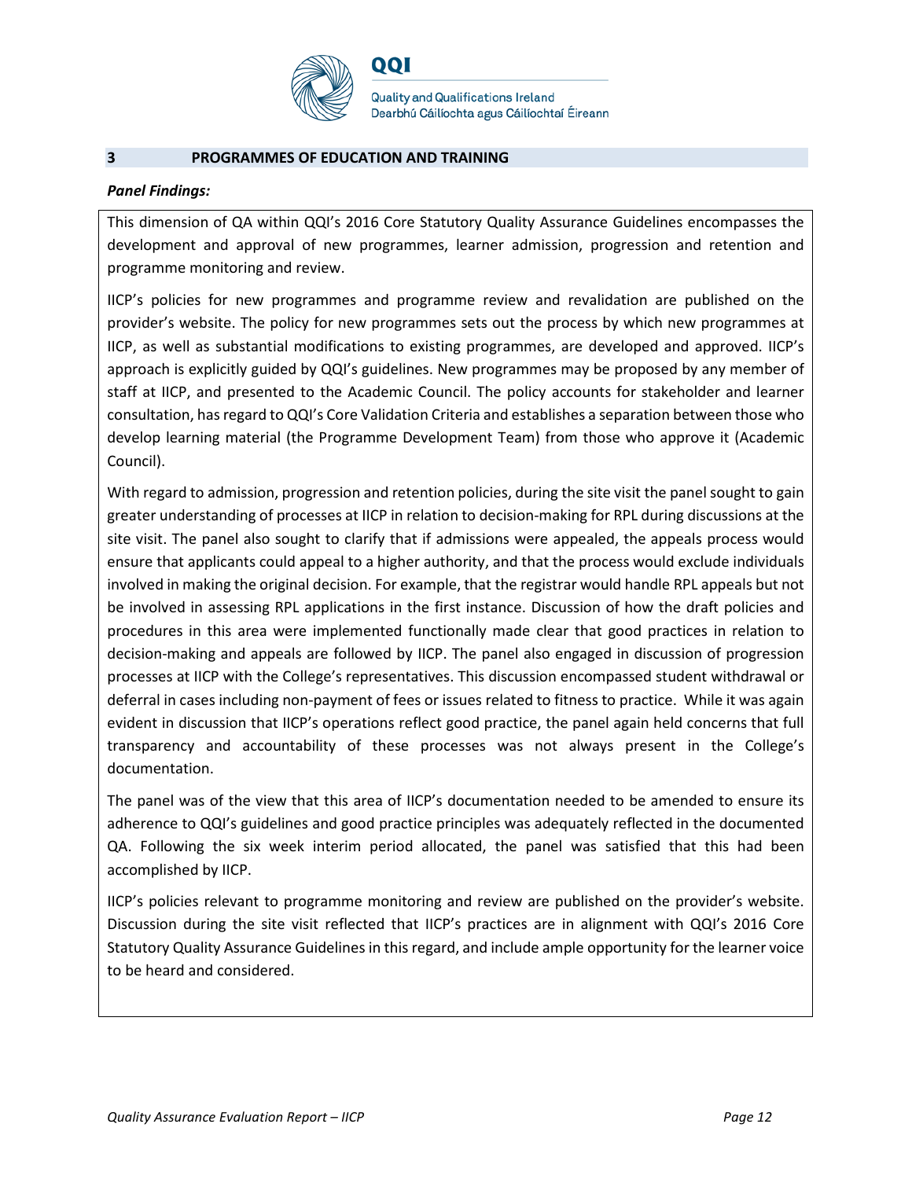## 3 PROGRAMMES OF EDUCATION AND TRAINING

***Panel Findings:***

This dimension of QA within QQI's 2016 Core Statutory Quality Assurance Guidelines encompasses the development and approval of new programmes, learner admission, progression and retention and programme monitoring and review.

IICP's policies for new programmes and programme review and revalidation are published on the provider's website. The policy for new programmes sets out the process by which new programmes at IICP, as well as substantial modifications to existing programmes, are developed and approved. IICP's approach is explicitly guided by QQI's guidelines. New programmes may be proposed by any member of staff at IICP, and presented to the Academic Council. The policy accounts for stakeholder and learner consultation, has regard to QQI's Core Validation Criteria and establishes a separation between those who develop learning material (the Programme Development Team) from those who approve it (Academic Council).

With regard to admission, progression and retention policies, during the site visit the panel sought to gain greater understanding of processes at IICP in relation to decision-making for RPL during discussions at the site visit. The panel also sought to clarify that if admissions were appealed, the appeals process would ensure that applicants could appeal to a higher authority, and that the process would exclude individuals involved in making the original decision. For example, that the registrar would handle RPL appeals but not be involved in assessing RPL applications in the first instance. Discussion of how the draft policies and procedures in this area were implemented functionally made clear that good practices in relation to decision-making and appeals are followed by IICP. The panel also engaged in discussion of progression processes at IICP with the College's representatives. This discussion encompassed student withdrawal or deferral in cases including non-payment of fees or issues related to fitness to practice. While it was again evident in discussion that IICP's operations reflect good practice, the panel again held concerns that full transparency and accountability of these processes was not always present in the College's documentation.

The panel was of the view that this area of IICP's documentation needed to be amended to ensure its adherence to QQI's guidelines and good practice principles was adequately reflected in the documented QA. Following the six week interim period allocated, the panel was satisfied that this had been accomplished by IICP.

IICP's policies relevant to programme monitoring and review are published on the provider's website. Discussion during the site visit reflected that IICP's practices are in alignment with QQI's 2016 Core Statutory Quality Assurance Guidelines in this regard, and include ample opportunity for the learner voice to be heard and considered.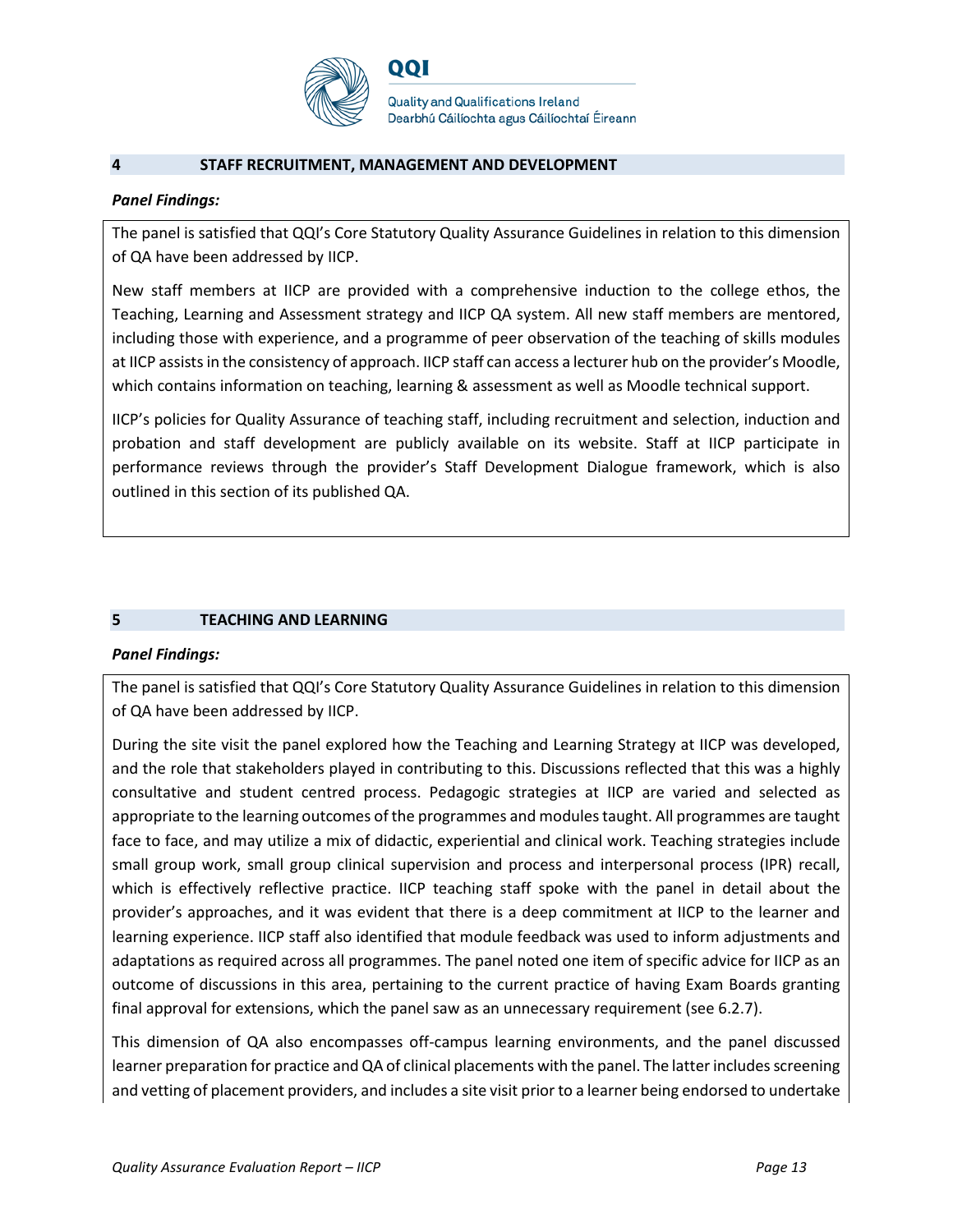## 4 STAFF RECRUITMENT, MANAGEMENT AND DEVELOPMENT

***Panel Findings:***

The panel is satisfied that QQI's Core Statutory Quality Assurance Guidelines in relation to this dimension of QA have been addressed by IICP.

New staff members at IICP are provided with a comprehensive induction to the college ethos, the Teaching, Learning and Assessment strategy and IICP QA system. All new staff members are mentored, including those with experience, and a programme of peer observation of the teaching of skills modules at IICP assists in the consistency of approach. IICP staff can access a lecturer hub on the provider's Moodle, which contains information on teaching, learning & assessment as well as Moodle technical support.

IICP's policies for Quality Assurance of teaching staff, including recruitment and selection, induction and probation and staff development are publicly available on its website. Staff at IICP participate in performance reviews through the provider's Staff Development Dialogue framework, which is also outlined in this section of its published QA.

## 5 TEACHING AND LEARNING

***Panel Findings:***

The panel is satisfied that QQI's Core Statutory Quality Assurance Guidelines in relation to this dimension of QA have been addressed by IICP.

During the site visit the panel explored how the Teaching and Learning Strategy at IICP was developed, and the role that stakeholders played in contributing to this. Discussions reflected that this was a highly consultative and student centred process. Pedagogic strategies at IICP are varied and selected as appropriate to the learning outcomes of the programmes and modules taught. All programmes are taught face to face, and may utilize a mix of didactic, experiential and clinical work. Teaching strategies include small group work, small group clinical supervision and process and interpersonal process (IPR) recall, which is effectively reflective practice. IICP teaching staff spoke with the panel in detail about the provider's approaches, and it was evident that there is a deep commitment at IICP to the learner and learning experience. IICP staff also identified that module feedback was used to inform adjustments and adaptations as required across all programmes. The panel noted one item of specific advice for IICP as an outcome of discussions in this area, pertaining to the current practice of having Exam Boards granting final approval for extensions, which the panel saw as an unnecessary requirement (see 6.2.7).

This dimension of QA also encompasses off-campus learning environments, and the panel discussed learner preparation for practice and QA of clinical placements with the panel. The latter includes screening and vetting of placement providers, and includes a site visit prior to a learner being endorsed to undertake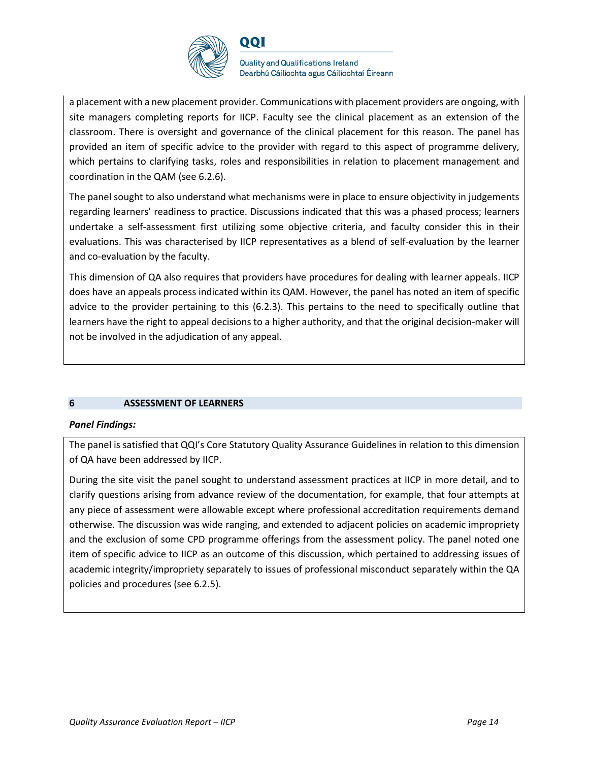a placement with a new placement provider. Communications with placement providers are ongoing, with site managers completing reports for IICP. Faculty see the clinical placement as an extension of the classroom. There is oversight and governance of the clinical placement for this reason. The panel has provided an item of specific advice to the provider with regard to this aspect of programme delivery, which pertains to clarifying tasks, roles and responsibilities in relation to placement management and coordination in the QAM (see 6.2.6).

The panel sought to also understand what mechanisms were in place to ensure objectivity in judgements regarding learners' readiness to practice. Discussions indicated that this was a phased process; learners undertake a self-assessment first utilizing some objective criteria, and faculty consider this in their evaluations. This was characterised by IICP representatives as a blend of self-evaluation by the learner and co-evaluation by the faculty.

This dimension of QA also requires that providers have procedures for dealing with learner appeals. IICP does have an appeals process indicated within its QAM. However, the panel has noted an item of specific advice to the provider pertaining to this (6.2.3). This pertains to the need to specifically outline that learners have the right to appeal decisions to a higher authority, and that the original decision-maker will not be involved in the adjudication of any appeal.

## 6 ASSESSMENT OF LEARNERS

***Panel Findings:***

The panel is satisfied that QQI's Core Statutory Quality Assurance Guidelines in relation to this dimension of QA have been addressed by IICP.

During the site visit the panel sought to understand assessment practices at IICP in more detail, and to clarify questions arising from advance review of the documentation, for example, that four attempts at any piece of assessment were allowable except where professional accreditation requirements demand otherwise. The discussion was wide ranging, and extended to adjacent policies on academic impropriety and the exclusion of some CPD programme offerings from the assessment policy. The panel noted one item of specific advice to IICP as an outcome of this discussion, which pertained to addressing issues of academic integrity/impropriety separately to issues of professional misconduct separately within the QA policies and procedures (see 6.2.5).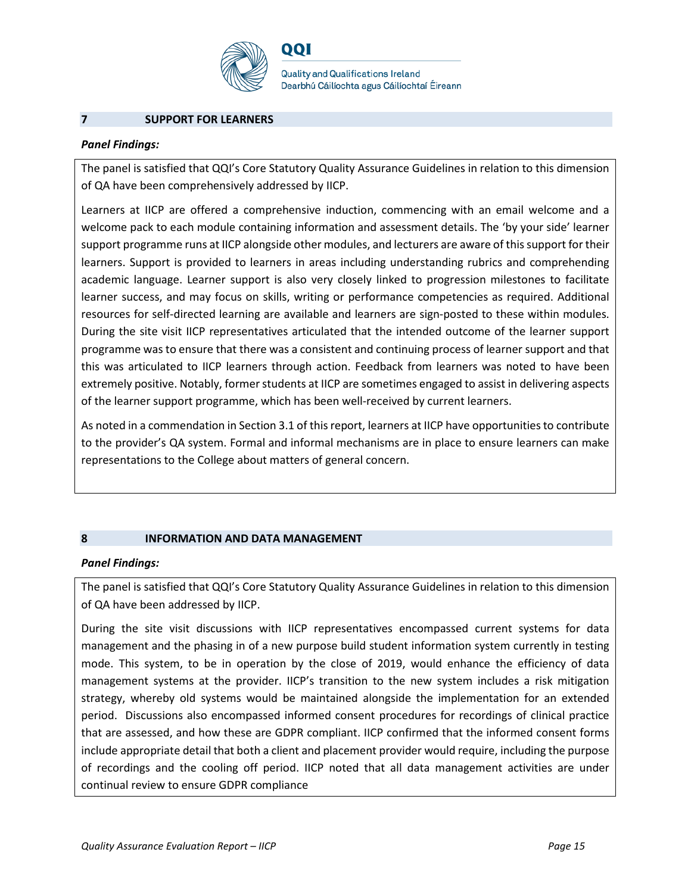## 7 SUPPORT FOR LEARNERS

***Panel Findings:***

The panel is satisfied that QQI's Core Statutory Quality Assurance Guidelines in relation to this dimension of QA have been comprehensively addressed by IICP.

Learners at IICP are offered a comprehensive induction, commencing with an email welcome and a welcome pack to each module containing information and assessment details. The 'by your side' learner support programme runs at IICP alongside other modules, and lecturers are aware of this support for their learners. Support is provided to learners in areas including understanding rubrics and comprehending academic language. Learner support is also very closely linked to progression milestones to facilitate learner success, and may focus on skills, writing or performance competencies as required. Additional resources for self-directed learning are available and learners are sign-posted to these within modules. During the site visit IICP representatives articulated that the intended outcome of the learner support programme was to ensure that there was a consistent and continuing process of learner support and that this was articulated to IICP learners through action. Feedback from learners was noted to have been extremely positive. Notably, former students at IICP are sometimes engaged to assist in delivering aspects of the learner support programme, which has been well-received by current learners.

As noted in a commendation in Section 3.1 of this report, learners at IICP have opportunities to contribute to the provider's QA system. Formal and informal mechanisms are in place to ensure learners can make representations to the College about matters of general concern.

## 8 INFORMATION AND DATA MANAGEMENT

***Panel Findings:***

The panel is satisfied that QQI's Core Statutory Quality Assurance Guidelines in relation to this dimension of QA have been addressed by IICP.

During the site visit discussions with IICP representatives encompassed current systems for data management and the phasing in of a new purpose build student information system currently in testing mode. This system, to be in operation by the close of 2019, would enhance the efficiency of data management systems at the provider. IICP's transition to the new system includes a risk mitigation strategy, whereby old systems would be maintained alongside the implementation for an extended period. Discussions also encompassed informed consent procedures for recordings of clinical practice that are assessed, and how these are GDPR compliant. IICP confirmed that the informed consent forms include appropriate detail that both a client and placement provider would require, including the purpose of recordings and the cooling off period. IICP noted that all data management activities are under continual review to ensure GDPR compliance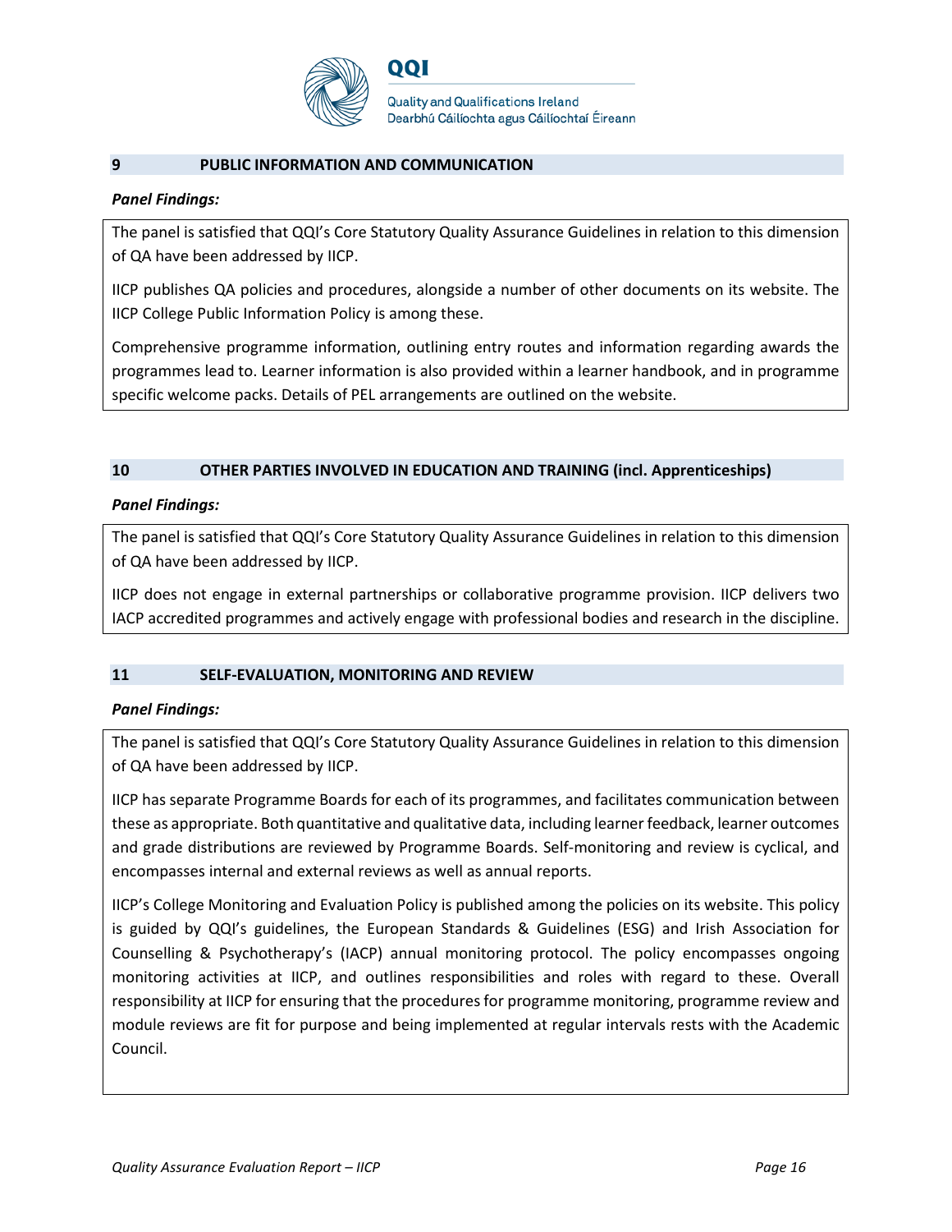## 9 PUBLIC INFORMATION AND COMMUNICATION

***Panel Findings:***

The panel is satisfied that QQI's Core Statutory Quality Assurance Guidelines in relation to this dimension of QA have been addressed by IICP.

IICP publishes QA policies and procedures, alongside a number of other documents on its website. The IICP College Public Information Policy is among these.

Comprehensive programme information, outlining entry routes and information regarding awards the programmes lead to. Learner information is also provided within a learner handbook, and in programme specific welcome packs. Details of PEL arrangements are outlined on the website.

## 10 OTHER PARTIES INVOLVED IN EDUCATION AND TRAINING (incl. Apprenticeships)

***Panel Findings:***

The panel is satisfied that QQI's Core Statutory Quality Assurance Guidelines in relation to this dimension of QA have been addressed by IICP.

IICP does not engage in external partnerships or collaborative programme provision. IICP delivers two IACP accredited programmes and actively engage with professional bodies and research in the discipline.

## 11 SELF-EVALUATION, MONITORING AND REVIEW

***Panel Findings:***

The panel is satisfied that QQI's Core Statutory Quality Assurance Guidelines in relation to this dimension of QA have been addressed by IICP.

IICP has separate Programme Boards for each of its programmes, and facilitates communication between these as appropriate. Both quantitative and qualitative data, including learner feedback, learner outcomes and grade distributions are reviewed by Programme Boards. Self-monitoring and review is cyclical, and encompasses internal and external reviews as well as annual reports.

IICP's College Monitoring and Evaluation Policy is published among the policies on its website. This policy is guided by QQI's guidelines, the European Standards & Guidelines (ESG) and Irish Association for Counselling & Psychotherapy's (IACP) annual monitoring protocol. The policy encompasses ongoing monitoring activities at IICP, and outlines responsibilities and roles with regard to these. Overall responsibility at IICP for ensuring that the procedures for programme monitoring, programme review and module reviews are fit for purpose and being implemented at regular intervals rests with the Academic Council.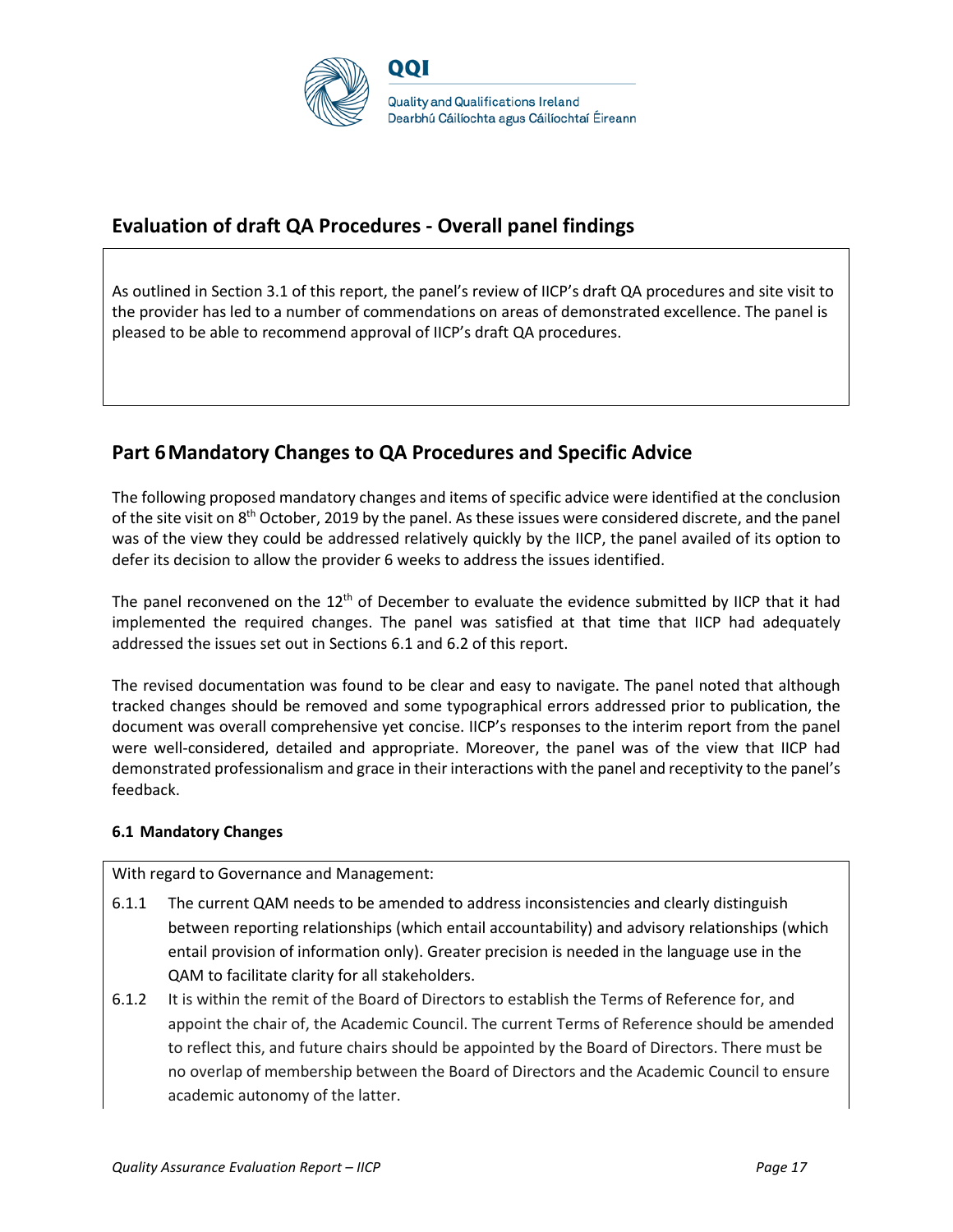## Evaluation of draft QA Procedures - Overall panel findings

As outlined in Section 3.1 of this report, the panel's review of IICP's draft QA procedures and site visit to the provider has led to a number of commendations on areas of demonstrated excellence. The panel is pleased to be able to recommend approval of IICP's draft QA procedures.

## Part 6 Mandatory Changes to QA Procedures and Specific Advice

The following proposed mandatory changes and items of specific advice were identified at the conclusion of the site visit on 8th October, 2019 by the panel. As these issues were considered discrete, and the panel was of the view they could be addressed relatively quickly by the IICP, the panel availed of its option to defer its decision to allow the provider 6 weeks to address the issues identified.

The panel reconvened on the 12th of December to evaluate the evidence submitted by IICP that it had implemented the required changes. The panel was satisfied at that time that IICP had adequately addressed the issues set out in Sections 6.1 and 6.2 of this report.

The revised documentation was found to be clear and easy to navigate. The panel noted that although tracked changes should be removed and some typographical errors addressed prior to publication, the document was overall comprehensive yet concise. IICP's responses to the interim report from the panel were well-considered, detailed and appropriate. Moreover, the panel was of the view that IICP had demonstrated professionalism and grace in their interactions with the panel and receptivity to the panel's feedback.

### 6.1 Mandatory Changes

With regard to Governance and Management:

6.1.1 The current QAM needs to be amended to address inconsistencies and clearly distinguish between reporting relationships (which entail accountability) and advisory relationships (which entail provision of information only). Greater precision is needed in the language use in the QAM to facilitate clarity for all stakeholders.

6.1.2 It is within the remit of the Board of Directors to establish the Terms of Reference for, and appoint the chair of, the Academic Council. The current Terms of Reference should be amended to reflect this, and future chairs should be appointed by the Board of Directors. There must be no overlap of membership between the Board of Directors and the Academic Council to ensure academic autonomy of the latter.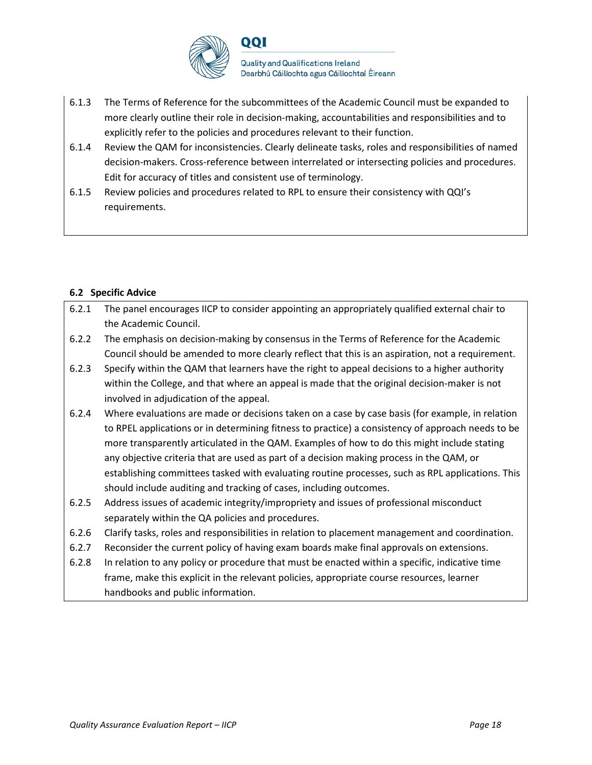6.1.3 The Terms of Reference for the subcommittees of the Academic Council must be expanded to more clearly outline their role in decision-making, accountabilities and responsibilities and to explicitly refer to the policies and procedures relevant to their function.

6.1.4 Review the QAM for inconsistencies. Clearly delineate tasks, roles and responsibilities of named decision-makers. Cross-reference between interrelated or intersecting policies and procedures. Edit for accuracy of titles and consistent use of terminology.

6.1.5 Review policies and procedures related to RPL to ensure their consistency with QQI's requirements.

### 6.2 Specific Advice

6.2.1 The panel encourages IICP to consider appointing an appropriately qualified external chair to the Academic Council.

6.2.2 The emphasis on decision-making by consensus in the Terms of Reference for the Academic Council should be amended to more clearly reflect that this is an aspiration, not a requirement.

6.2.3 Specify within the QAM that learners have the right to appeal decisions to a higher authority within the College, and that where an appeal is made that the original decision-maker is not involved in adjudication of the appeal.

6.2.4 Where evaluations are made or decisions taken on a case by case basis (for example, in relation to RPEL applications or in determining fitness to practice) a consistency of approach needs to be more transparently articulated in the QAM. Examples of how to do this might include stating any objective criteria that are used as part of a decision making process in the QAM, or establishing committees tasked with evaluating routine processes, such as RPL applications. This should include auditing and tracking of cases, including outcomes.

6.2.5 Address issues of academic integrity/impropriety and issues of professional misconduct separately within the QA policies and procedures.

6.2.6 Clarify tasks, roles and responsibilities in relation to placement management and coordination.

6.2.7 Reconsider the current policy of having exam boards make final approvals on extensions.

6.2.8 In relation to any policy or procedure that must be enacted within a specific, indicative time frame, make this explicit in the relevant policies, appropriate course resources, learner handbooks and public information.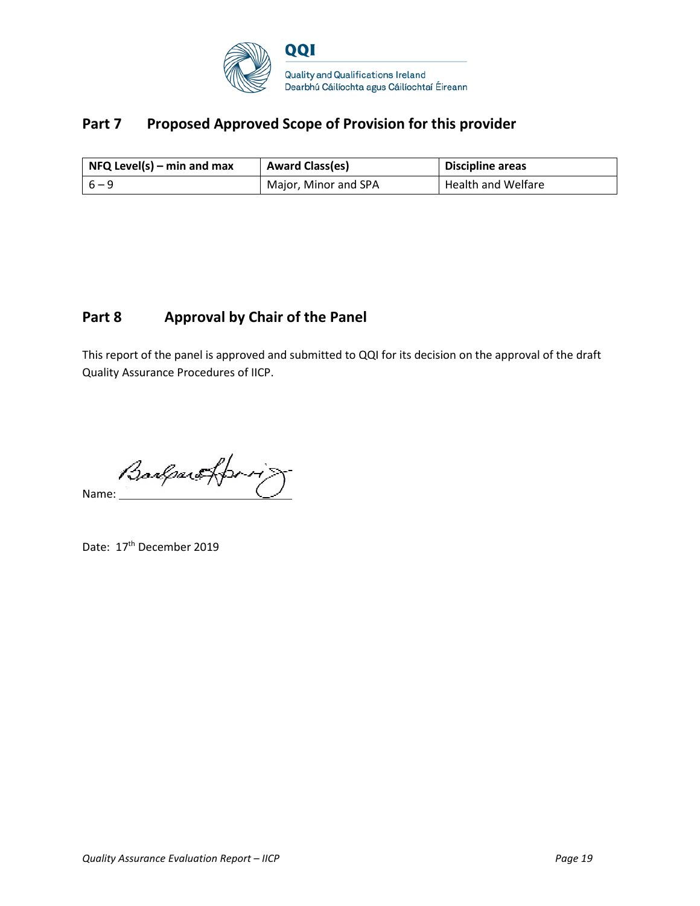## Part 7 Proposed Approved Scope of Provision for this provider

| NFQ Level(s) – min and max | Award Class(es) | Discipline areas |
|---|---|---|
| 6 – 9 | Major, Minor and SPA | Health and Welfare |

## Part 8 Approval by Chair of the Panel

This report of the panel is approved and submitted to QQI for its decision on the approval of the draft Quality Assurance Procedures of IICP.

Name: ______________________

Date: 17th December 2019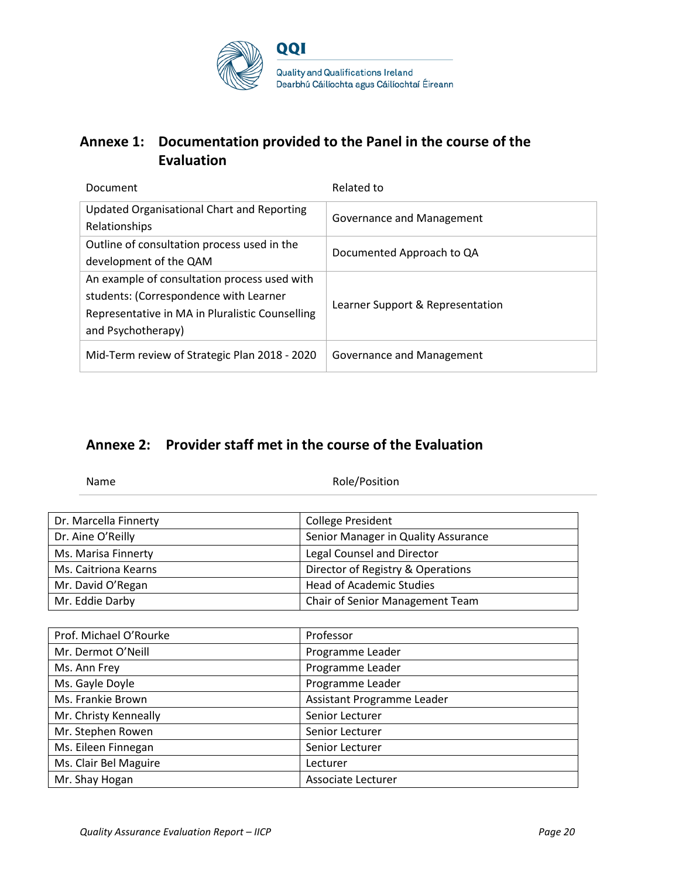## Annexe 1: Documentation provided to the Panel in the course of the Evaluation

| Document | Related to |
|---|---|
| Updated Organisational Chart and Reporting Relationships | Governance and Management |
| Outline of consultation process used in the development of the QAM | Documented Approach to QA |
| An example of consultation process used with students: (Correspondence with Learner Representative in MA in Pluralistic Counselling and Psychotherapy) | Learner Support & Representation |
| Mid-Term review of Strategic Plan 2018 - 2020 | Governance and Management |

## Annexe 2: Provider staff met in the course of the Evaluation

| Name | Role/Position |
|---|---|
| Dr. Marcella Finnerty | College President |
| Dr. Aine O'Reilly | Senior Manager in Quality Assurance |
| Ms. Marisa Finnerty | Legal Counsel and Director |
| Ms. Caitriona Kearns | Director of Registry & Operations |
| Mr. David O'Regan | Head of Academic Studies |
| Mr. Eddie Darby | Chair of Senior Management Team |

| Name | Role/Position |
|---|---|
| Prof. Michael O'Rourke | Professor |
| Mr. Dermot O'Neill | Programme Leader |
| Ms. Ann Frey | Programme Leader |
| Ms. Gayle Doyle | Programme Leader |
| Ms. Frankie Brown | Assistant Programme Leader |
| Mr. Christy Kenneally | Senior Lecturer |
| Mr. Stephen Rowen | Senior Lecturer |
| Ms. Eileen Finnegan | Senior Lecturer |
| Ms. Clair Bel Maguire | Lecturer |
| Mr. Shay Hogan | Associate Lecturer |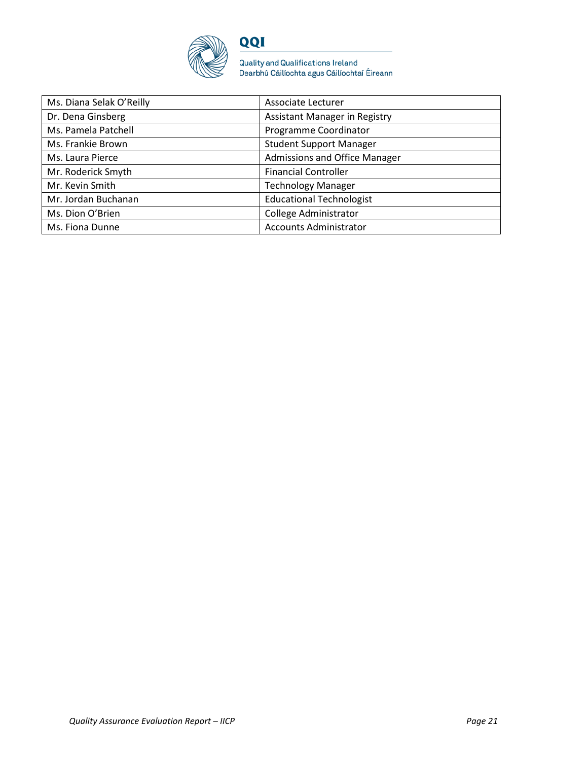| | |
|---|---|
| Ms. Diana Selak O'Reilly | Associate Lecturer |
| Dr. Dena Ginsberg | Assistant Manager in Registry |
| Ms. Pamela Patchell | Programme Coordinator |
| Ms. Frankie Brown | Student Support Manager |
| Ms. Laura Pierce | Admissions and Office Manager |
| Mr. Roderick Smyth | Financial Controller |
| Mr. Kevin Smith | Technology Manager |
| Mr. Jordan Buchanan | Educational Technologist |
| Ms. Dion O'Brien | College Administrator |
| Ms. Fiona Dunne | Accounts Administrator |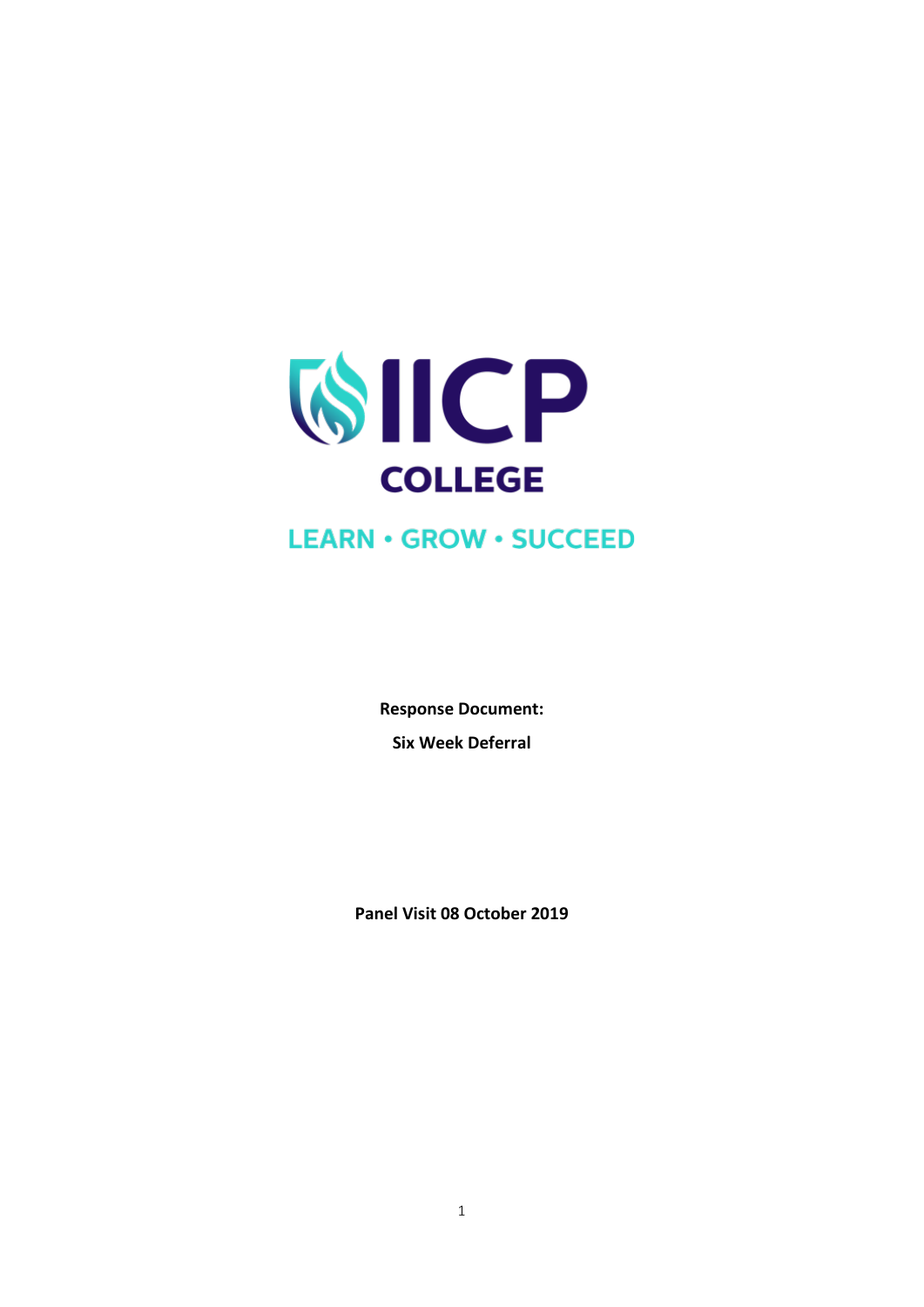IICP COLLEGE

LEARN • GROW • SUCCEED

**Response Document:**

**Six Week Deferral**

**Panel Visit 08 October 2019**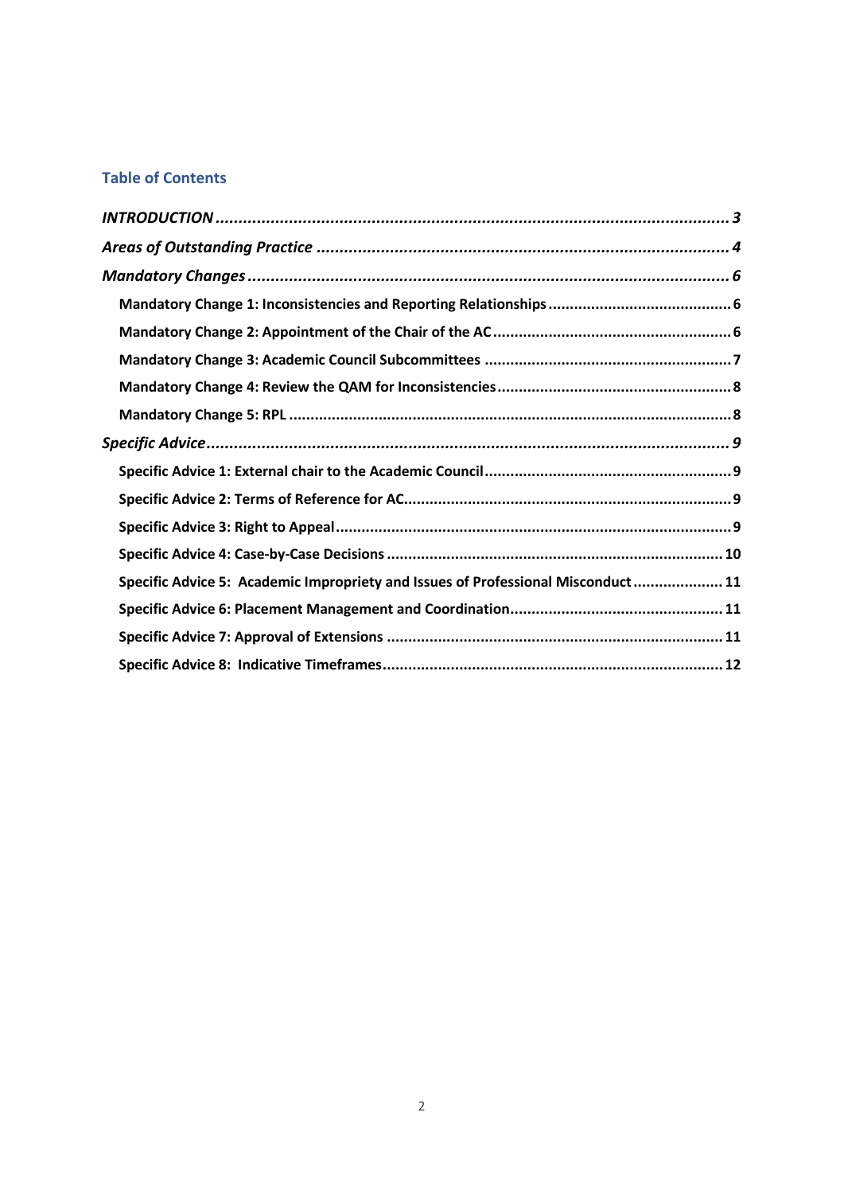## Table of Contents

*INTRODUCTION* ..... 3

*Areas of Outstanding Practice* ..... 4

*Mandatory Changes* ..... 6

- **Mandatory Change 1: Inconsistencies and Reporting Relationships** ..... 6
- **Mandatory Change 2: Appointment of the Chair of the AC** ..... 6
- **Mandatory Change 3: Academic Council Subcommittees** ..... 7
- **Mandatory Change 4: Review the QAM for Inconsistencies** ..... 8
- **Mandatory Change 5: RPL** ..... 8

*Specific Advice* ..... 9

- **Specific Advice 1: External chair to the Academic Council** ..... 9
- **Specific Advice 2: Terms of Reference for AC** ..... 9
- **Specific Advice 3: Right to Appeal** ..... 9
- **Specific Advice 4: Case-by-Case Decisions** ..... 10
- **Specific Advice 5: Academic Impropriety and Issues of Professional Misconduct** ..... 11
- **Specific Advice 6: Placement Management and Coordination** ..... 11
- **Specific Advice 7: Approval of Extensions** ..... 11
- **Specific Advice 8: Indicative Timeframes** ..... 12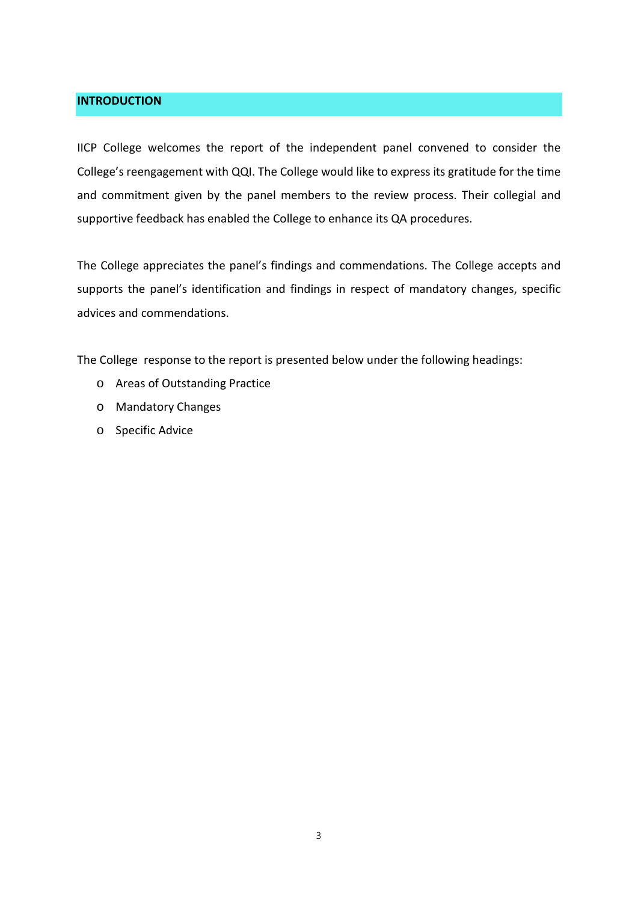## INTRODUCTION

IICP College welcomes the report of the independent panel convened to consider the College's reengagement with QQI. The College would like to express its gratitude for the time and commitment given by the panel members to the review process. Their collegial and supportive feedback has enabled the College to enhance its QA procedures.

The College appreciates the panel's findings and commendations. The College accepts and supports the panel's identification and findings in respect of mandatory changes, specific advices and commendations.

The College response to the report is presented below under the following headings:

- Areas of Outstanding Practice
- Mandatory Changes
- Specific Advice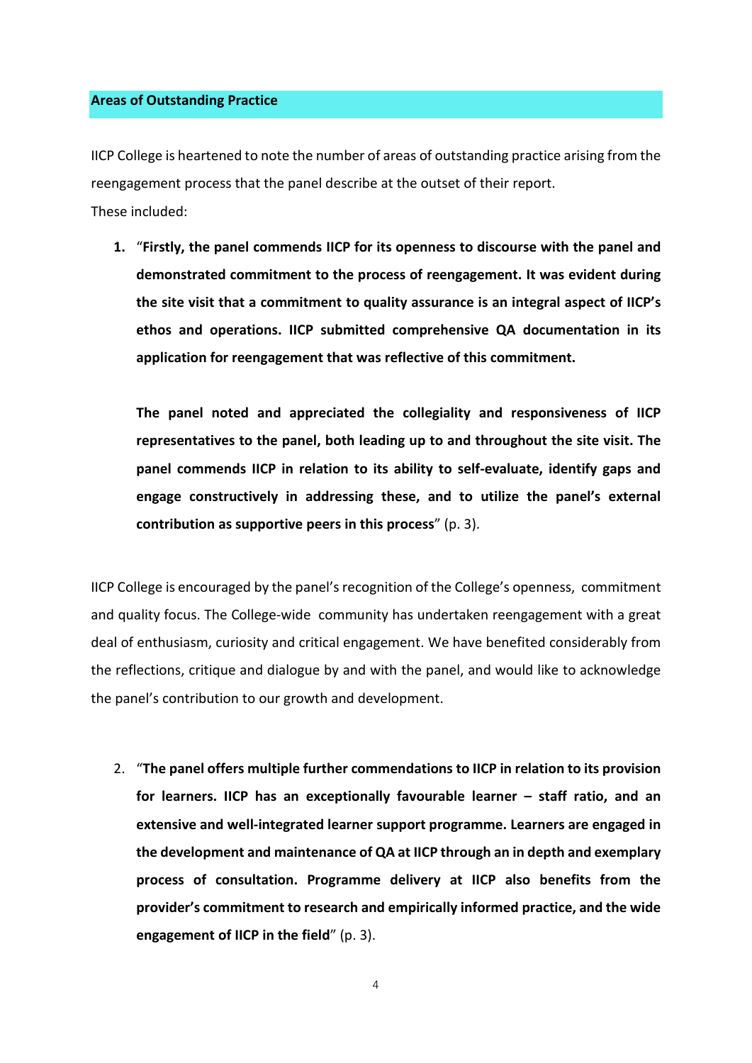## Areas of Outstanding Practice

IICP College is heartened to note the number of areas of outstanding practice arising from the reengagement process that the panel describe at the outset of their report.
These included:

1. "**Firstly, the panel commends IICP for its openness to discourse with the panel and demonstrated commitment to the process of reengagement. It was evident during the site visit that a commitment to quality assurance is an integral aspect of IICP's ethos and operations. IICP submitted comprehensive QA documentation in its application for reengagement that was reflective of this commitment.**

   **The panel noted and appreciated the collegiality and responsiveness of IICP representatives to the panel, both leading up to and throughout the site visit. The panel commends IICP in relation to its ability to self-evaluate, identify gaps and engage constructively in addressing these, and to utilize the panel's external contribution as supportive peers in this process**" (p. 3).

IICP College is encouraged by the panel's recognition of the College's openness, commitment and quality focus. The College-wide community has undertaken reengagement with a great deal of enthusiasm, curiosity and critical engagement. We have benefited considerably from the reflections, critique and dialogue by and with the panel, and would like to acknowledge the panel's contribution to our growth and development.

2. "**The panel offers multiple further commendations to IICP in relation to its provision for learners. IICP has an exceptionally favourable learner – staff ratio, and an extensive and well-integrated learner support programme. Learners are engaged in the development and maintenance of QA at IICP through an in depth and exemplary process of consultation. Programme delivery at IICP also benefits from the provider's commitment to research and empirically informed practice, and the wide engagement of IICP in the field**" (p. 3).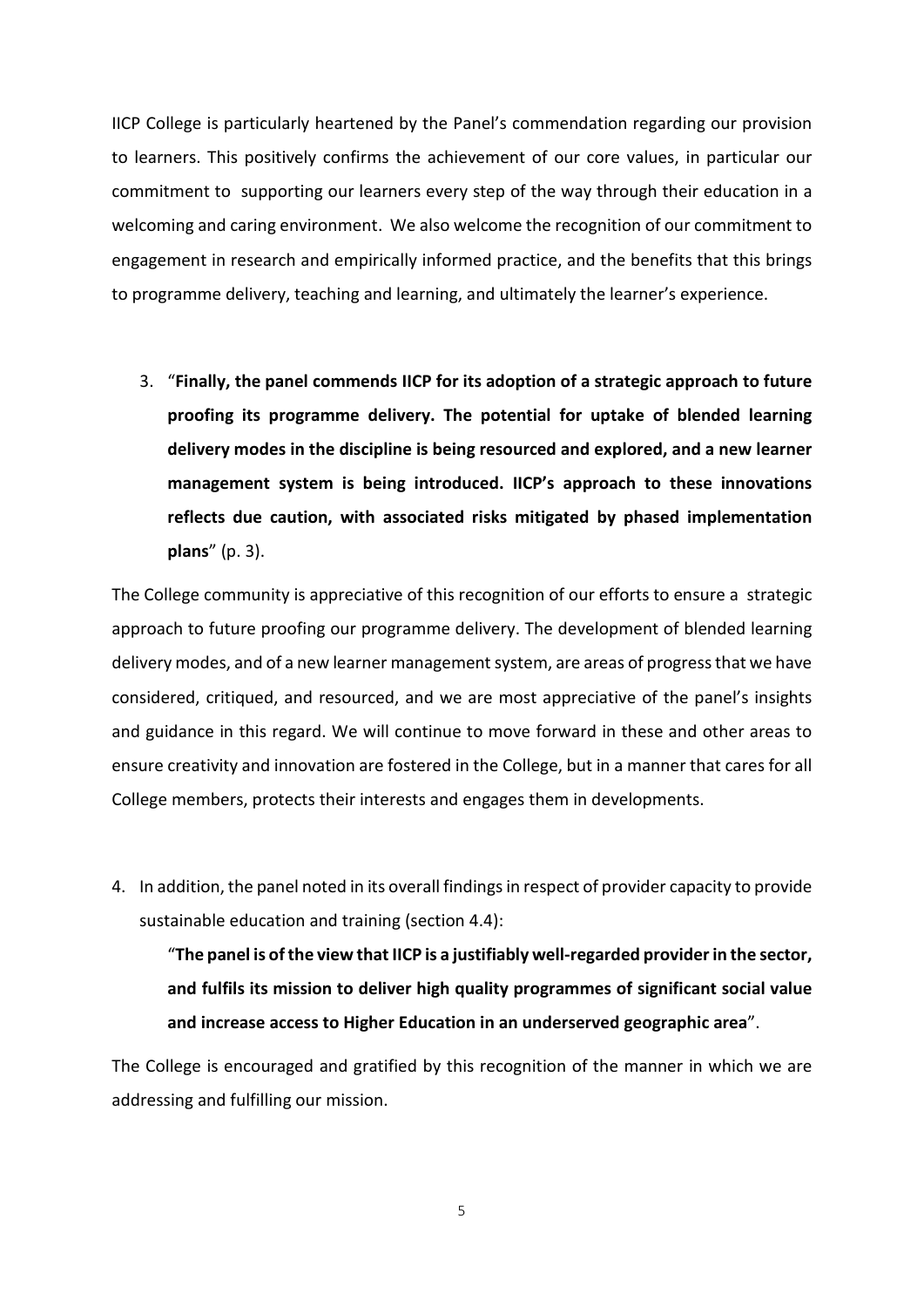IICP College is particularly heartened by the Panel's commendation regarding our provision to learners. This positively confirms the achievement of our core values, in particular our commitment to supporting our learners every step of the way through their education in a welcoming and caring environment. We also welcome the recognition of our commitment to engagement in research and empirically informed practice, and the benefits that this brings to programme delivery, teaching and learning, and ultimately the learner's experience.

3. "**Finally, the panel commends IICP for its adoption of a strategic approach to future proofing its programme delivery. The potential for uptake of blended learning delivery modes in the discipline is being resourced and explored, and a new learner management system is being introduced. IICP's approach to these innovations reflects due caution, with associated risks mitigated by phased implementation plans**" (p. 3).

The College community is appreciative of this recognition of our efforts to ensure a strategic approach to future proofing our programme delivery. The development of blended learning delivery modes, and of a new learner management system, are areas of progress that we have considered, critiqued, and resourced, and we are most appreciative of the panel's insights and guidance in this regard. We will continue to move forward in these and other areas to ensure creativity and innovation are fostered in the College, but in a manner that cares for all College members, protects their interests and engages them in developments.

4. In addition, the panel noted in its overall findings in respect of provider capacity to provide sustainable education and training (section 4.4):

   "**The panel is of the view that IICP is a justifiably well-regarded provider in the sector, and fulfils its mission to deliver high quality programmes of significant social value and increase access to Higher Education in an underserved geographic area**".

The College is encouraged and gratified by this recognition of the manner in which we are addressing and fulfilling our mission.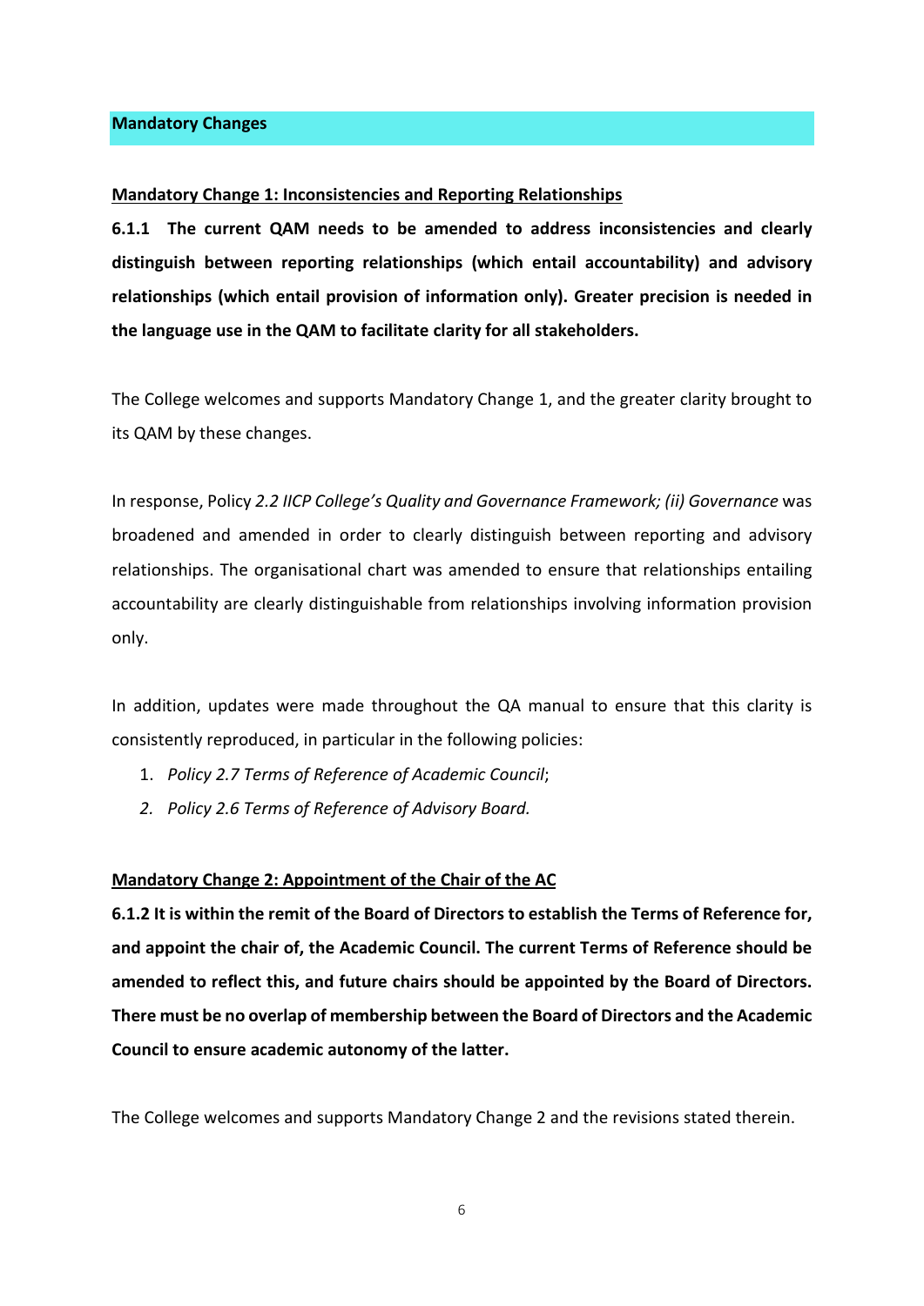## Mandatory Changes

**Mandatory Change 1: Inconsistencies and Reporting Relationships**

**6.1.1 The current QAM needs to be amended to address inconsistencies and clearly distinguish between reporting relationships (which entail accountability) and advisory relationships (which entail provision of information only). Greater precision is needed in the language use in the QAM to facilitate clarity for all stakeholders.**

The College welcomes and supports Mandatory Change 1, and the greater clarity brought to its QAM by these changes.

In response, Policy *2.2 IICP College's Quality and Governance Framework; (ii) Governance* was broadened and amended in order to clearly distinguish between reporting and advisory relationships. The organisational chart was amended to ensure that relationships entailing accountability are clearly distinguishable from relationships involving information provision only.

In addition, updates were made throughout the QA manual to ensure that this clarity is consistently reproduced, in particular in the following policies:

1. *Policy 2.7 Terms of Reference of Academic Council*;
2. *Policy 2.6 Terms of Reference of Advisory Board.*

**Mandatory Change 2: Appointment of the Chair of the AC**

**6.1.2 It is within the remit of the Board of Directors to establish the Terms of Reference for, and appoint the chair of, the Academic Council. The current Terms of Reference should be amended to reflect this, and future chairs should be appointed by the Board of Directors. There must be no overlap of membership between the Board of Directors and the Academic Council to ensure academic autonomy of the latter.**

The College welcomes and supports Mandatory Change 2 and the revisions stated therein.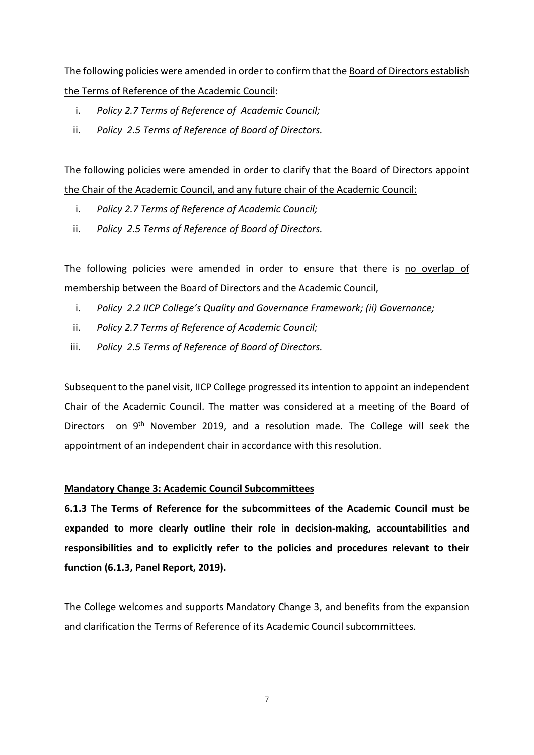The following policies were amended in order to confirm that the <u>Board of Directors establish the Terms of Reference of the Academic Council</u>:

i. *Policy 2.7 Terms of Reference of Academic Council;*
ii. *Policy 2.5 Terms of Reference of Board of Directors.*

The following policies were amended in order to clarify that the <u>Board of Directors appoint the Chair of the Academic Council, and any future chair of the Academic Council:</u>

i. *Policy 2.7 Terms of Reference of Academic Council;*
ii. *Policy 2.5 Terms of Reference of Board of Directors.*

The following policies were amended in order to ensure that there is <u>no overlap of membership between the Board of Directors and the Academic Council</u>,

i. *Policy 2.2 IICP College's Quality and Governance Framework; (ii) Governance;*
ii. *Policy 2.7 Terms of Reference of Academic Council;*
iii. *Policy 2.5 Terms of Reference of Board of Directors.*

Subsequent to the panel visit, IICP College progressed its intention to appoint an independent Chair of the Academic Council. The matter was considered at a meeting of the Board of Directors on 9th November 2019, and a resolution made. The College will seek the appointment of an independent chair in accordance with this resolution.

**<u>Mandatory Change 3: Academic Council Subcommittees</u>**

**6.1.3 The Terms of Reference for the subcommittees of the Academic Council must be expanded to more clearly outline their role in decision-making, accountabilities and responsibilities and to explicitly refer to the policies and procedures relevant to their function (6.1.3, Panel Report, 2019).**

The College welcomes and supports Mandatory Change 3, and benefits from the expansion and clarification the Terms of Reference of its Academic Council subcommittees.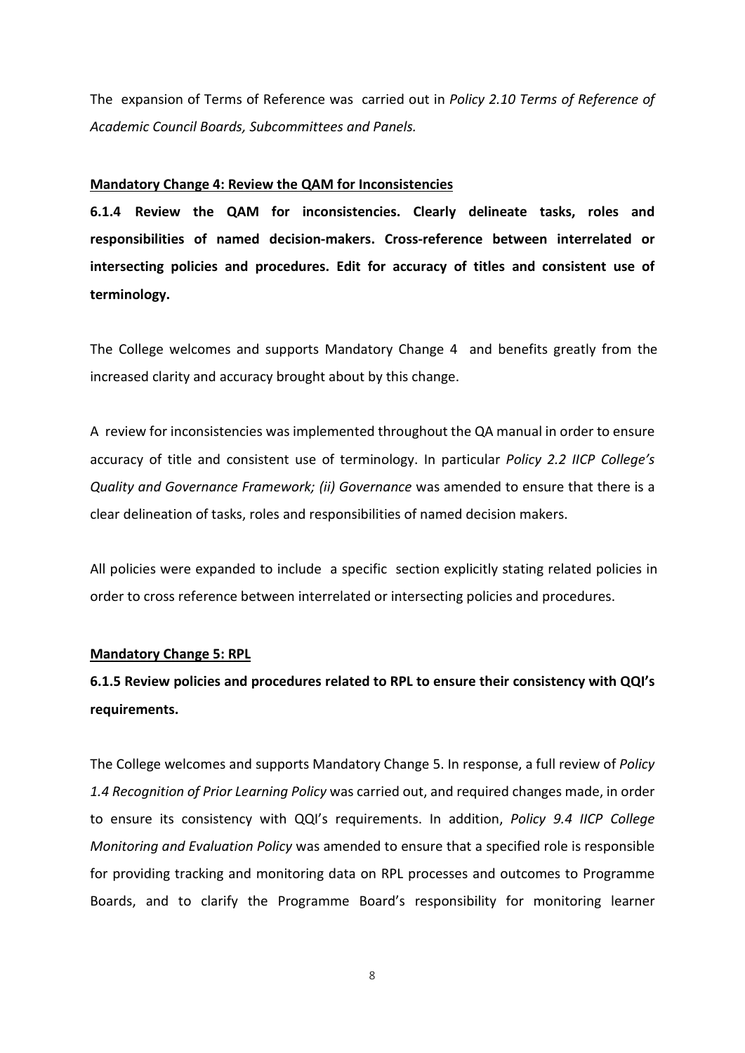The expansion of Terms of Reference was carried out in *Policy 2.10 Terms of Reference of Academic Council Boards, Subcommittees and Panels.*

**Mandatory Change 4: Review the QAM for Inconsistencies**

**6.1.4 Review the QAM for inconsistencies. Clearly delineate tasks, roles and responsibilities of named decision-makers. Cross-reference between interrelated or intersecting policies and procedures. Edit for accuracy of titles and consistent use of terminology.**

The College welcomes and supports Mandatory Change 4 and benefits greatly from the increased clarity and accuracy brought about by this change.

A review for inconsistencies was implemented throughout the QA manual in order to ensure accuracy of title and consistent use of terminology. In particular *Policy 2.2 IICP College's Quality and Governance Framework; (ii) Governance* was amended to ensure that there is a clear delineation of tasks, roles and responsibilities of named decision makers.

All policies were expanded to include a specific section explicitly stating related policies in order to cross reference between interrelated or intersecting policies and procedures.

**Mandatory Change 5: RPL**

**6.1.5 Review policies and procedures related to RPL to ensure their consistency with QQI's requirements.**

The College welcomes and supports Mandatory Change 5. In response, a full review of *Policy 1.4 Recognition of Prior Learning Policy* was carried out, and required changes made, in order to ensure its consistency with QQI's requirements. In addition, *Policy 9.4 IICP College Monitoring and Evaluation Policy* was amended to ensure that a specified role is responsible for providing tracking and monitoring data on RPL processes and outcomes to Programme Boards, and to clarify the Programme Board's responsibility for monitoring learner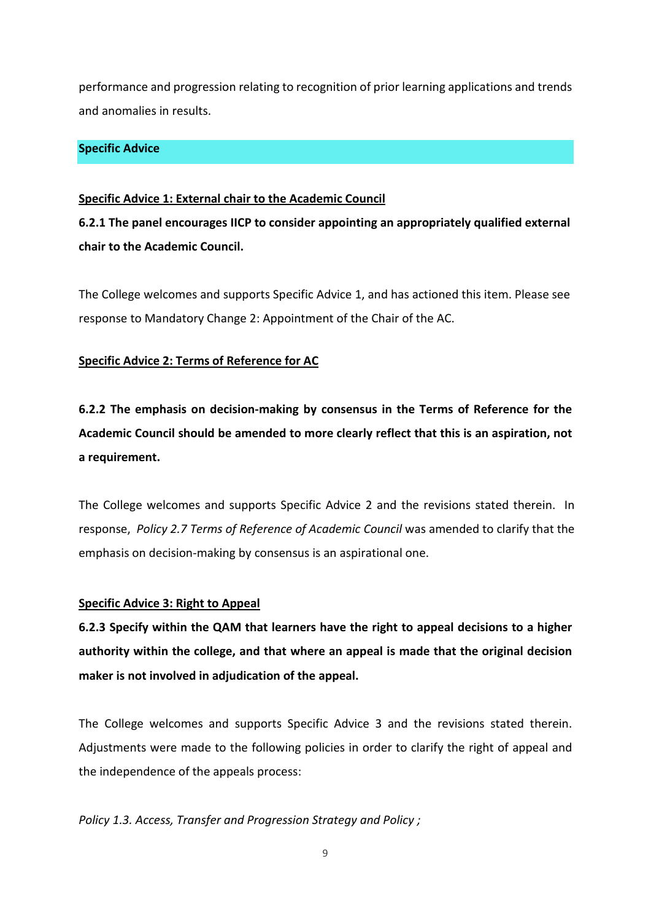performance and progression relating to recognition of prior learning applications and trends and anomalies in results.

## Specific Advice

**Specific Advice 1: External chair to the Academic Council**

**6.2.1 The panel encourages IICP to consider appointing an appropriately qualified external chair to the Academic Council.**

The College welcomes and supports Specific Advice 1, and has actioned this item. Please see response to Mandatory Change 2: Appointment of the Chair of the AC.

**Specific Advice 2: Terms of Reference for AC**

**6.2.2 The emphasis on decision-making by consensus in the Terms of Reference for the Academic Council should be amended to more clearly reflect that this is an aspiration, not a requirement.**

The College welcomes and supports Specific Advice 2 and the revisions stated therein. In response, *Policy 2.7 Terms of Reference of Academic Council* was amended to clarify that the emphasis on decision-making by consensus is an aspirational one.

**Specific Advice 3: Right to Appeal**

**6.2.3 Specify within the QAM that learners have the right to appeal decisions to a higher authority within the college, and that where an appeal is made that the original decision maker is not involved in adjudication of the appeal.**

The College welcomes and supports Specific Advice 3 and the revisions stated therein. Adjustments were made to the following policies in order to clarify the right of appeal and the independence of the appeals process:

*Policy 1.3. Access, Transfer and Progression Strategy and Policy ;*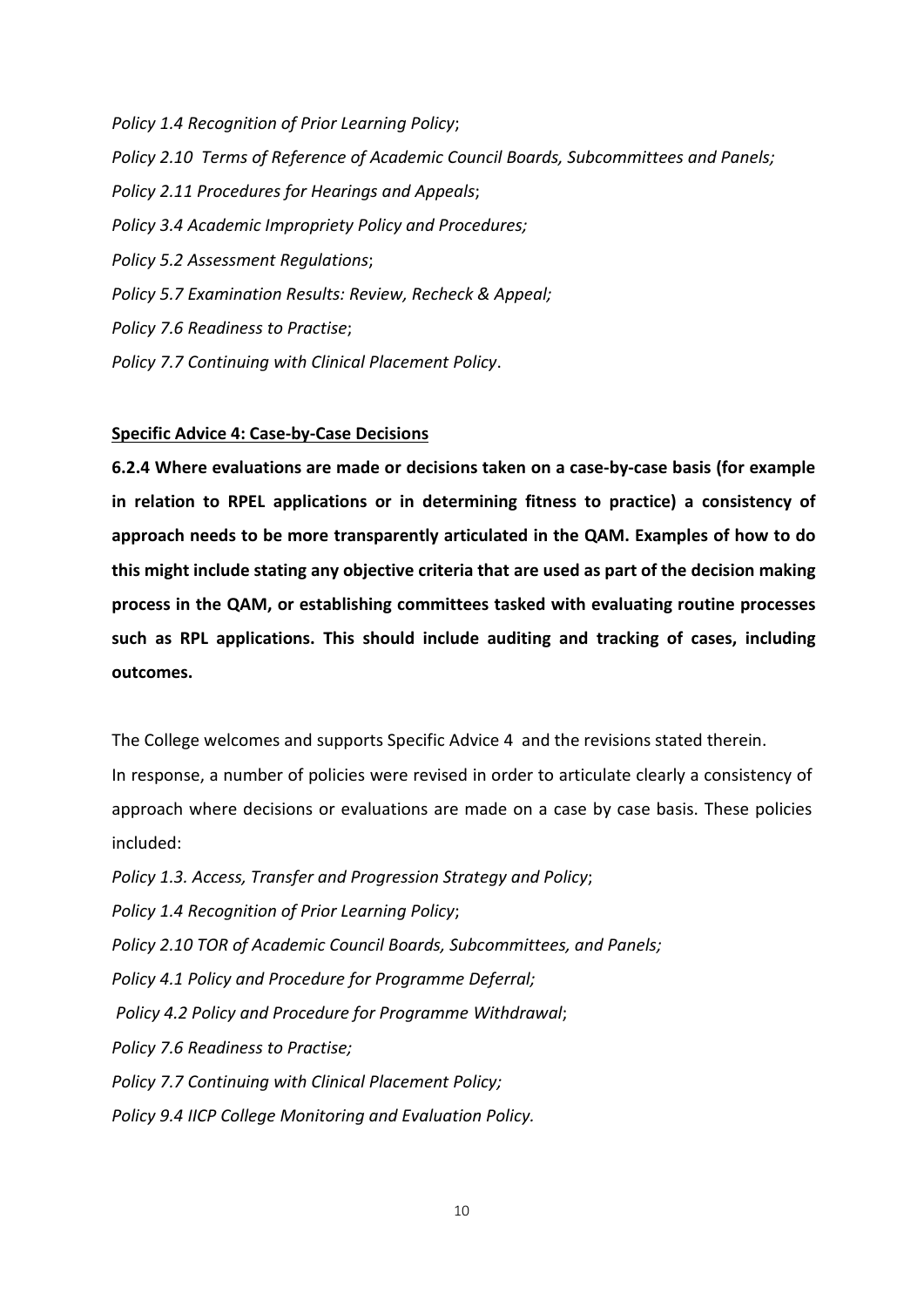*Policy 1.4 Recognition of Prior Learning Policy*;

*Policy 2.10 Terms of Reference of Academic Council Boards, Subcommittees and Panels;*

*Policy 2.11 Procedures for Hearings and Appeals*;

*Policy 3.4 Academic Impropriety Policy and Procedures;*

*Policy 5.2 Assessment Regulations*;

*Policy 5.7 Examination Results: Review, Recheck & Appeal;*

*Policy 7.6 Readiness to Practise*;

*Policy 7.7 Continuing with Clinical Placement Policy*.

**Specific Advice 4: Case-by-Case Decisions**

**6.2.4 Where evaluations are made or decisions taken on a case-by-case basis (for example in relation to RPEL applications or in determining fitness to practice) a consistency of approach needs to be more transparently articulated in the QAM. Examples of how to do this might include stating any objective criteria that are used as part of the decision making process in the QAM, or establishing committees tasked with evaluating routine processes such as RPL applications. This should include auditing and tracking of cases, including outcomes.**

The College welcomes and supports Specific Advice 4 and the revisions stated therein.

In response, a number of policies were revised in order to articulate clearly a consistency of approach where decisions or evaluations are made on a case by case basis. These policies included:

*Policy 1.3. Access, Transfer and Progression Strategy and Policy*;

*Policy 1.4 Recognition of Prior Learning Policy*;

*Policy 2.10 TOR of Academic Council Boards, Subcommittees, and Panels;*

*Policy 4.1 Policy and Procedure for Programme Deferral;*

*Policy 4.2 Policy and Procedure for Programme Withdrawal*;

*Policy 7.6 Readiness to Practise;*

*Policy 7.7 Continuing with Clinical Placement Policy;*

*Policy 9.4 IICP College Monitoring and Evaluation Policy.*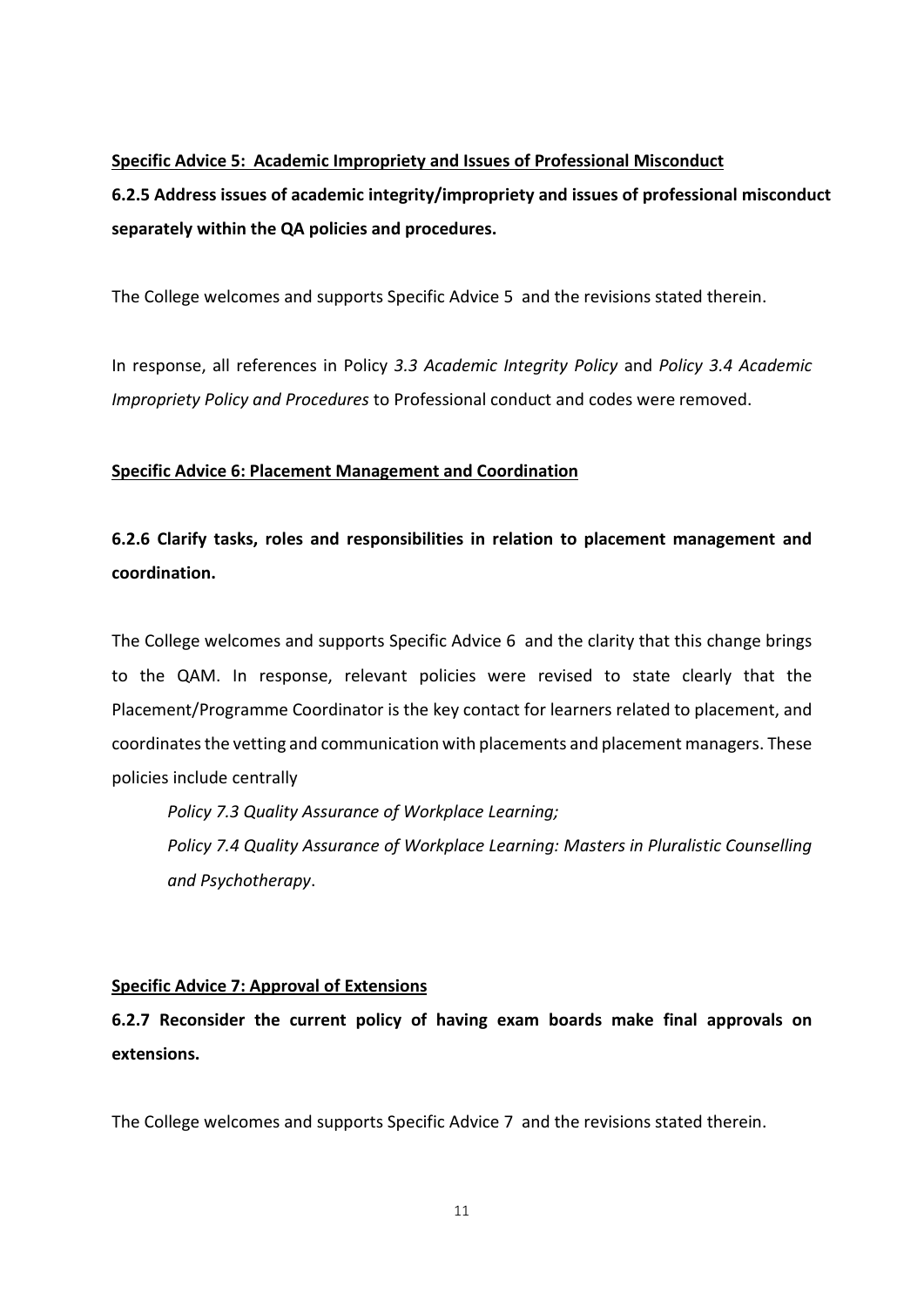**Specific Advice 5: Academic Impropriety and Issues of Professional Misconduct**

**6.2.5 Address issues of academic integrity/impropriety and issues of professional misconduct separately within the QA policies and procedures.**

The College welcomes and supports Specific Advice 5 and the revisions stated therein.

In response, all references in Policy *3.3 Academic Integrity Policy* and *Policy 3.4 Academic Impropriety Policy and Procedures* to Professional conduct and codes were removed.

**Specific Advice 6: Placement Management and Coordination**

**6.2.6 Clarify tasks, roles and responsibilities in relation to placement management and coordination.**

The College welcomes and supports Specific Advice 6 and the clarity that this change brings to the QAM. In response, relevant policies were revised to state clearly that the Placement/Programme Coordinator is the key contact for learners related to placement, and coordinates the vetting and communication with placements and placement managers. These policies include centrally

*Policy 7.3 Quality Assurance of Workplace Learning;*

*Policy 7.4 Quality Assurance of Workplace Learning: Masters in Pluralistic Counselling and Psychotherapy*.

**Specific Advice 7: Approval of Extensions**

**6.2.7 Reconsider the current policy of having exam boards make final approvals on extensions.**

The College welcomes and supports Specific Advice 7 and the revisions stated therein.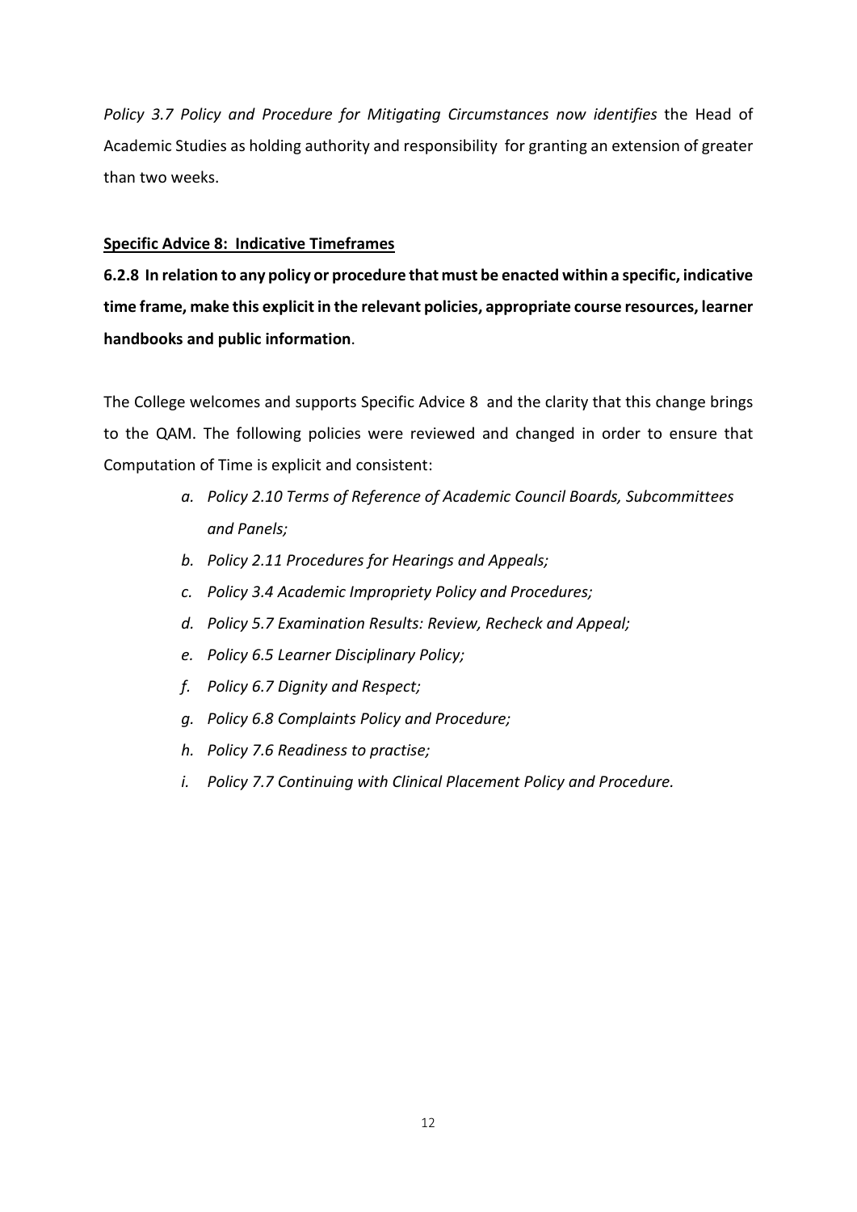*Policy 3.7 Policy and Procedure for Mitigating Circumstances now identifies* the Head of Academic Studies as holding authority and responsibility for granting an extension of greater than two weeks.

**Specific Advice 8: Indicative Timeframes**

**6.2.8 In relation to any policy or procedure that must be enacted within a specific, indicative time frame, make this explicit in the relevant policies, appropriate course resources, learner handbooks and public information**.

The College welcomes and supports Specific Advice 8 and the clarity that this change brings to the QAM. The following policies were reviewed and changed in order to ensure that Computation of Time is explicit and consistent:

- *a. Policy 2.10 Terms of Reference of Academic Council Boards, Subcommittees and Panels;*
- *b. Policy 2.11 Procedures for Hearings and Appeals;*
- *c. Policy 3.4 Academic Impropriety Policy and Procedures;*
- *d. Policy 5.7 Examination Results: Review, Recheck and Appeal;*
- *e. Policy 6.5 Learner Disciplinary Policy;*
- *f. Policy 6.7 Dignity and Respect;*
- *g. Policy 6.8 Complaints Policy and Procedure;*
- *h. Policy 7.6 Readiness to practise;*
- *i. Policy 7.7 Continuing with Clinical Placement Policy and Procedure.*